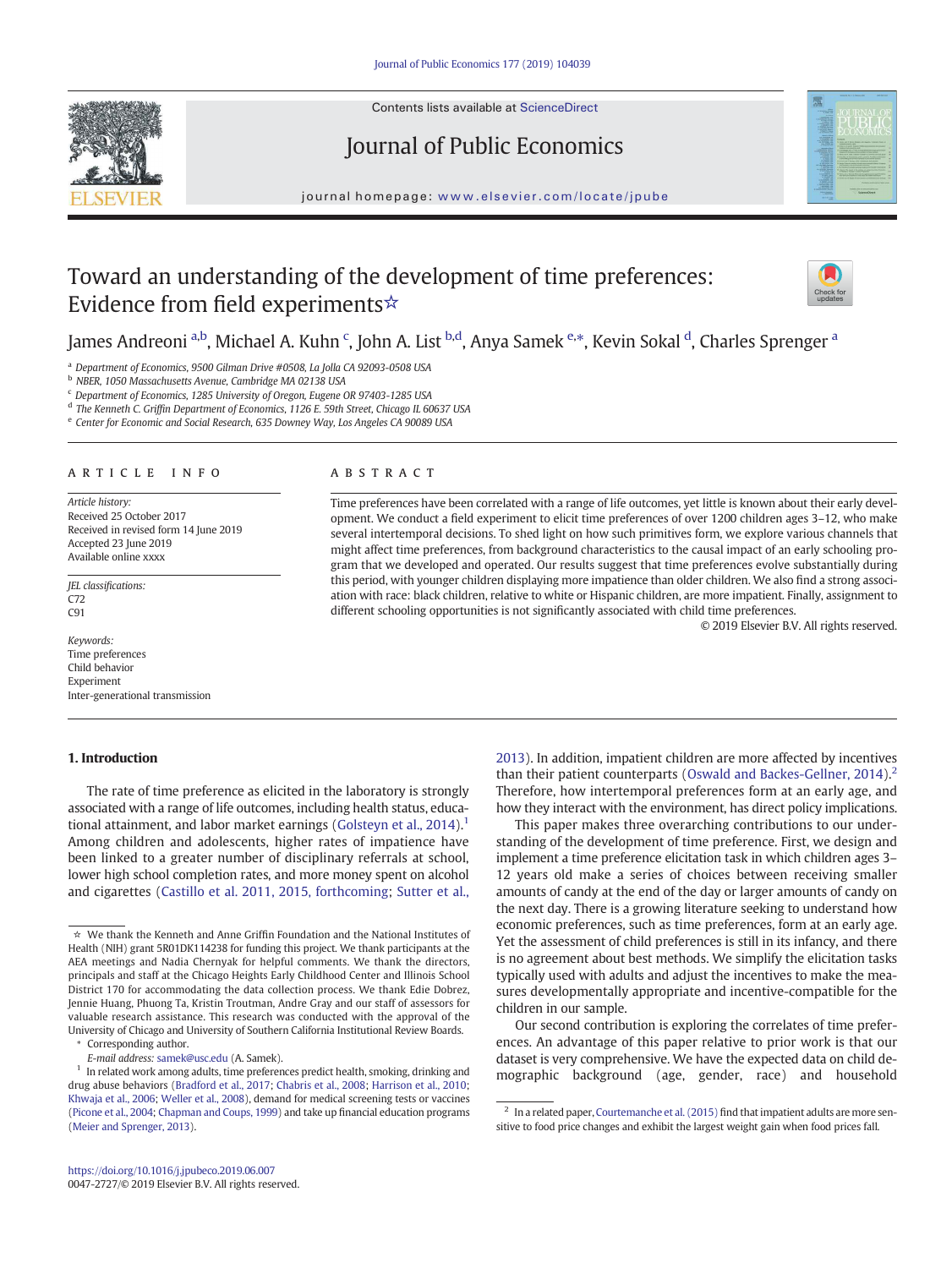# Toward an understanding of the development of time preferences: Evidence from field experiments☆

James Andreoni [a,b], Michael A. Kuhn [c], John A. List [b,d], Anya Samek [e,*], Kevin Sokal [d], Charles Sprenger [a]

[a] Department of Economics, 9500 Gilman Drive #0508, La Jolla CA 92093-0508 USA
[b] NBER, 1050 Massachusetts Avenue, Cambridge MA 02138 USA
[c] Department of Economics, 1285 University of Oregon, Eugene OR 97403-1285 USA
[d] The Kenneth C. Griffin Department of Economics, 1126 E. 59th Street, Chicago IL 60637 USA
[e] Center for Economic and Social Research, 635 Downey Way, Los Angeles CA 90089 USA

**ARTICLE INFO**

*Article history:*
Received 25 October 2017
Received in revised form 14 June 2019
Accepted 23 June 2019
Available online xxxx

*JEL classifications:*
C72
C91

*Keywords:*
Time preferences
Child behavior
Experiment
Inter-generational transmission

**ABSTRACT**

Time preferences have been correlated with a range of life outcomes, yet little is known about their early development. We conduct a field experiment to elicit time preferences of over 1200 children ages 3–12, who make several intertemporal decisions. To shed light on how such primitives form, we explore various channels that might affect time preferences, from background characteristics to the causal impact of an early schooling program that we developed and operated. Our results suggest that time preferences evolve substantially during this period, with younger children displaying more impatience than older children. We also find a strong association with race: black children, relative to white or Hispanic children, are more impatient. Finally, assignment to different schooling opportunities is not significantly associated with child time preferences.

© 2019 Elsevier B.V. All rights reserved.

## 1. Introduction

The rate of time preference as elicited in the laboratory is strongly associated with a range of life outcomes, including health status, educational attainment, and labor market earnings (Golsteyn et al., 2014).[1] Among children and adolescents, higher rates of impatience have been linked to a greater number of disciplinary referrals at school, lower high school completion rates, and more money spent on alcohol and cigarettes (Castillo et al. 2011, 2015, forthcoming; Sutter et al., 2013). In addition, impatient children are more affected by incentives than their patient counterparts (Oswald and Backes-Gellner, 2014).[2] Therefore, how intertemporal preferences form at an early age, and how they interact with the environment, has direct policy implications.

This paper makes three overarching contributions to our understanding of the development of time preference. First, we design and implement a time preference elicitation task in which children ages 3–12 years old make a series of choices between receiving smaller amounts of candy at the end of the day or larger amounts of candy on the next day. There is a growing literature seeking to understand how economic preferences, such as time preferences, form at an early age. Yet the assessment of child preferences is still in its infancy, and there is no agreement about best methods. We simplify the elicitation tasks typically used with adults and adjust the incentives to make the measures developmentally appropriate and incentive-compatible for the children in our sample.

Our second contribution is exploring the correlates of time preferences. An advantage of this paper relative to prior work is that our dataset is very comprehensive. We have the expected data on child demographic background (age, gender, race) and household

☆ We thank the Kenneth and Anne Griffin Foundation and the National Institutes of Health (NIH) grant 5R01DK114238 for funding this project. We thank participants at the AEA meetings and Nadia Chernyak for helpful comments. We thank the directors, principals and staff at the Chicago Heights Early Childhood Center and Illinois School District 170 for accommodating the data collection process. We thank Edie Dobrez, Jennie Huang, Phuong Ta, Kristin Troutman, Andre Gray and our staff of assessors for valuable research assistance. This research was conducted with the approval of the University of Chicago and University of Southern California Institutional Review Boards.

\* Corresponding author.
E-mail address: samek@usc.edu (A. Samek).

[1] In related work among adults, time preferences predict health, smoking, drinking and drug abuse behaviors (Bradford et al., 2017; Chabris et al., 2008; Harrison et al., 2010; Khwaja et al., 2006; Weller et al., 2008), demand for medical screening tests or vaccines (Picone et al., 2004; Chapman and Coups, 1999) and take up financial education programs (Meier and Sprenger, 2013).

[2] In a related paper, Courtemanche et al. (2015) find that impatient adults are more sensitive to food price changes and exhibit the largest weight gain when food prices fall.

https://doi.org/10.1016/j.jpubeco.2019.06.007
0047-2727/© 2019 Elsevier B.V. All rights reserved.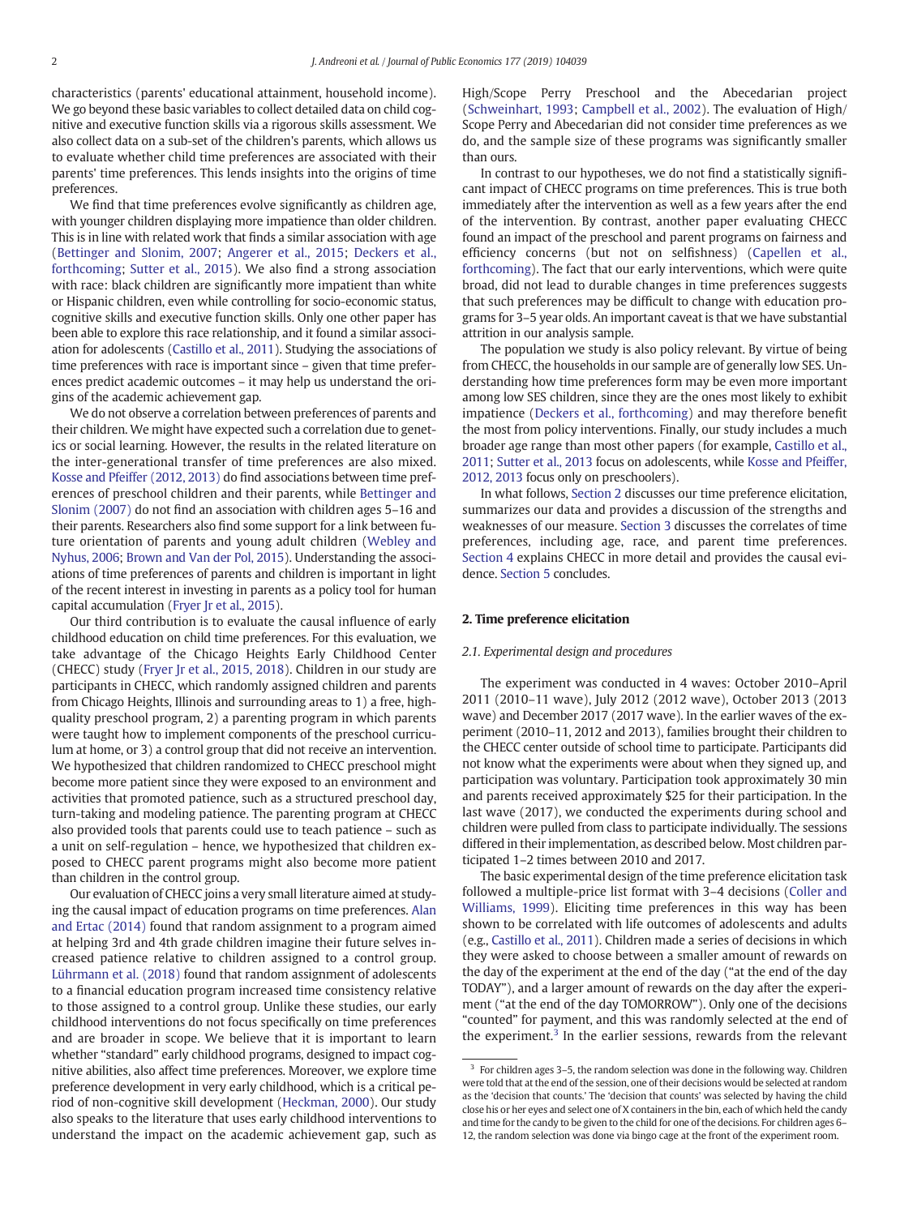characteristics (parents' educational attainment, household income). We go beyond these basic variables to collect detailed data on child cognitive and executive function skills via a rigorous skills assessment. We also collect data on a sub-set of the children's parents, which allows us to evaluate whether child time preferences are associated with their parents' time preferences. This lends insights into the origins of time preferences.

We find that time preferences evolve significantly as children age, with younger children displaying more impatience than older children. This is in line with related work that finds a similar association with age (Bettinger and Slonim, 2007; Angerer et al., 2015; Deckers et al., forthcoming; Sutter et al., 2015). We also find a strong association with race: black children are significantly more impatient than white or Hispanic children, even while controlling for socio-economic status, cognitive skills and executive function skills. Only one other paper has been able to explore this race relationship, and it found a similar association for adolescents (Castillo et al., 2011). Studying the associations of time preferences with race is important since – given that time preferences predict academic outcomes – it may help us understand the origins of the academic achievement gap.

We do not observe a correlation between preferences of parents and their children. We might have expected such a correlation due to genetics or social learning. However, the results in the related literature on the inter-generational transfer of time preferences are also mixed. Kosse and Pfeiffer (2012, 2013) do find associations between time preferences of preschool children and their parents, while Bettinger and Slonim (2007) do not find an association with children ages 5–16 and their parents. Researchers also find some support for a link between future orientation of parents and young adult children (Webley and Nyhus, 2006; Brown and Van der Pol, 2015). Understanding the associations of time preferences of parents and children is important in light of the recent interest in investing in parents as a policy tool for human capital accumulation (Fryer Jr et al., 2015).

Our third contribution is to evaluate the causal influence of early childhood education on child time preferences. For this evaluation, we take advantage of the Chicago Heights Early Childhood Center (CHECC) study (Fryer Jr et al., 2015, 2018). Children in our study are participants in CHECC, which randomly assigned children and parents from Chicago Heights, Illinois and surrounding areas to 1) a free, high-quality preschool program, 2) a parenting program in which parents were taught how to implement components of the preschool curriculum at home, or 3) a control group that did not receive an intervention. We hypothesized that children randomized to CHECC preschool might become more patient since they were exposed to an environment and activities that promoted patience, such as a structured preschool day, turn-taking and modeling patience. The parenting program at CHECC also provided tools that parents could use to teach patience – such as a unit on self-regulation – hence, we hypothesized that children exposed to CHECC parent programs might also become more patient than children in the control group.

Our evaluation of CHECC joins a very small literature aimed at studying the causal impact of education programs on time preferences. Alan and Ertac (2014) found that random assignment to a program aimed at helping 3rd and 4th grade children imagine their future selves increased patience relative to children assigned to a control group. Lührmann et al. (2018) found that random assignment of adolescents to a financial education program increased time consistency relative to those assigned to a control group. Unlike these studies, our early childhood interventions do not focus specifically on time preferences and are broader in scope. We believe that it is important to learn whether "standard" early childhood programs, designed to impact cognitive abilities, also affect time preferences. Moreover, we explore time preference development in very early childhood, which is a critical period of non-cognitive skill development (Heckman, 2000). Our study also speaks to the literature that uses early childhood interventions to understand the impact on the academic achievement gap, such as High/Scope Perry Preschool and the Abecedarian project (Schweinhart, 1993; Campbell et al., 2002). The evaluation of High/Scope Perry and Abecedarian did not consider time preferences as we do, and the sample size of these programs was significantly smaller than ours.

In contrast to our hypotheses, we do not find a statistically significant impact of CHECC programs on time preferences. This is true both immediately after the intervention as well as a few years after the end of the intervention. By contrast, another paper evaluating CHECC found an impact of the preschool and parent programs on fairness and efficiency concerns (but not on selfishness) (Capellen et al., forthcoming). The fact that our early interventions, which were quite broad, did not lead to durable changes in time preferences suggests that such preferences may be difficult to change with education programs for 3–5 year olds. An important caveat is that we have substantial attrition in our analysis sample.

The population we study is also policy relevant. By virtue of being from CHECC, the households in our sample are of generally low SES. Understanding how time preferences form may be even more important among low SES children, since they are the ones most likely to exhibit impatience (Deckers et al., forthcoming) and may therefore benefit the most from policy interventions. Finally, our study includes a much broader age range than most other papers (for example, Castillo et al., 2011; Sutter et al., 2013 focus on adolescents, while Kosse and Pfeiffer, 2012, 2013 focus only on preschoolers).

In what follows, Section 2 discusses our time preference elicitation, summarizes our data and provides a discussion of the strengths and weaknesses of our measure. Section 3 discusses the correlates of time preferences, including age, race, and parent time preferences. Section 4 explains CHECC in more detail and provides the causal evidence. Section 5 concludes.

## 2. Time preference elicitation

### 2.1. Experimental design and procedures

The experiment was conducted in 4 waves: October 2010–April 2011 (2010–11 wave), July 2012 (2012 wave), October 2013 (2013 wave) and December 2017 (2017 wave). In the earlier waves of the experiment (2010–11, 2012 and 2013), families brought their children to the CHECC center outside of school time to participate. Participants did not know what the experiments were about when they signed up, and participation was voluntary. Participation took approximately 30 min and parents received approximately $25 for their participation. In the last wave (2017), we conducted the experiments during school and children were pulled from class to participate individually. The sessions differed in their implementation, as described below. Most children participated 1–2 times between 2010 and 2017.

The basic experimental design of the time preference elicitation task followed a multiple-price list format with 3–4 decisions (Coller and Williams, 1999). Eliciting time preferences in this way has been shown to be correlated with life outcomes of adolescents and adults (e.g., Castillo et al., 2011). Children made a series of decisions in which they were asked to choose between a smaller amount of rewards on the day of the experiment at the end of the day ("at the end of the day TODAY"), and a larger amount of rewards on the day after the experiment ("at the end of the day TOMORROW"). Only one of the decisions "counted" for payment, and this was randomly selected at the end of the experiment.[3] In the earlier sessions, rewards from the relevant

[3] For children ages 3–5, the random selection was done in the following way. Children were told that at the end of the session, one of their decisions would be selected at random as the 'decision that counts.' The 'decision that counts' was selected by having the child close his or her eyes and select one of X containers in the bin, each of which held the candy and time for the candy to be given to the child for one of the decisions. For children ages 6–12, the random selection was done via bingo cage at the front of the experiment room.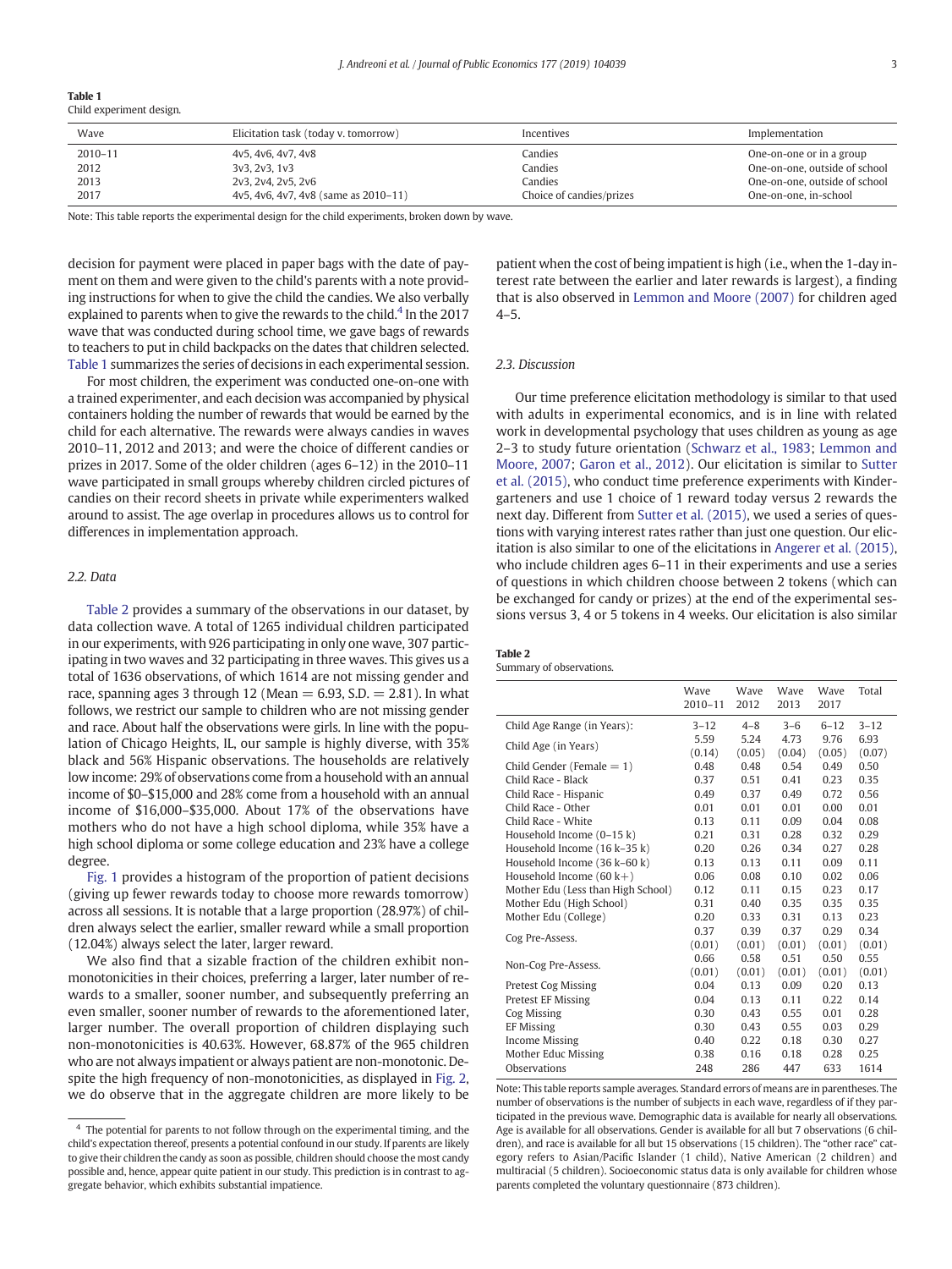**Table 1**
Child experiment design.

| Wave | Elicitation task (today v. tomorrow) | Incentives | Implementation |
|---|---|---|---|
| 2010–11 | 4v5, 4v6, 4v7, 4v8 | Candies | One-on-one or in a group |
| 2012 | 3v3, 2v3, 1v3 | Candies | One-on-one, outside of school |
| 2013 | 2v3, 2v4, 2v5, 2v6 | Candies | One-on-one, outside of school |
| 2017 | 4v5, 4v6, 4v7, 4v8 (same as 2010–11) | Choice of candies/prizes | One-on-one, in-school |

Note: This table reports the experimental design for the child experiments, broken down by wave.

decision for payment were placed in paper bags with the date of payment on them and were given to the child's parents with a note providing instructions for when to give the child the candies. We also verbally explained to parents when to give the rewards to the child.[4] In the 2017 wave that was conducted during school time, we gave bags of rewards to teachers to put in child backpacks on the dates that children selected. Table 1 summarizes the series of decisions in each experimental session.

For most children, the experiment was conducted one-on-one with a trained experimenter, and each decision was accompanied by physical containers holding the number of rewards that would be earned by the child for each alternative. The rewards were always candies in waves 2010–11, 2012 and 2013; and were the choice of different candies or prizes in 2017. Some of the older children (ages 6–12) in the 2010–11 wave participated in small groups whereby children circled pictures of candies on their record sheets in private while experimenters walked around to assist. The age overlap in procedures allows us to control for differences in implementation approach.

### 2.2. Data

Table 2 provides a summary of the observations in our dataset, by data collection wave. A total of 1265 individual children participated in our experiments, with 926 participating in only one wave, 307 participating in two waves and 32 participating in three waves. This gives us a total of 1636 observations, of which 1614 are not missing gender and race, spanning ages 3 through 12 (Mean = 6.93, S.D. = 2.81). In what follows, we restrict our sample to children who are not missing gender and race. About half the observations were girls. In line with the population of Chicago Heights, IL, our sample is highly diverse, with 35% black and 56% Hispanic observations. The households are relatively low income: 29% of observations come from a household with an annual income of \$0–\$15,000 and 28% come from a household with an annual income of \$16,000–\$35,000. About 17% of the observations have mothers who do not have a high school diploma, while 35% have a high school diploma or some college education and 23% have a college degree.

Fig. 1 provides a histogram of the proportion of patient decisions (giving up fewer rewards today to choose more rewards tomorrow) across all sessions. It is notable that a large proportion (28.97%) of children always select the earlier, smaller reward while a small proportion (12.04%) always select the later, larger reward.

We also find that a sizable fraction of the children exhibit non-monotonicities in their choices, preferring a larger, later number of rewards to a smaller, sooner number, and subsequently preferring an even smaller, sooner number of rewards to the aforementioned later, larger number. The overall proportion of children displaying such non-monotonicities is 40.63%. However, 68.87% of the 965 children who are not always impatient or always patient are non-monotonic. Despite the high frequency of non-monotonicities, as displayed in Fig. 2, we do observe that in the aggregate children are more likely to be patient when the cost of being impatient is high (i.e., when the 1-day interest rate between the earlier and later rewards is largest), a finding that is also observed in Lemmon and Moore (2007) for children aged 4–5.

### 2.3. Discussion

Our time preference elicitation methodology is similar to that used with adults in experimental economics, and is in line with related work in developmental psychology that uses children as young as age 2–3 to study future orientation (Schwarz et al., 1983; Lemmon and Moore, 2007; Garon et al., 2012). Our elicitation is similar to Sutter et al. (2015), who conduct time preference experiments with Kindergarteners and use 1 choice of 1 reward today versus 2 rewards the next day. Different from Sutter et al. (2015), we used a series of questions with varying interest rates rather than just one question. Our elicitation is also similar to one of the elicitations in Angerer et al. (2015), who include children ages 6–11 in their experiments and use a series of questions in which children choose between 2 tokens (which can be exchanged for candy or prizes) at the end of the experimental sessions versus 3, 4 or 5 tokens in 4 weeks. Our elicitation is also similar

**Table 2**
Summary of observations.

| | Wave 2010–11 | Wave 2012 | Wave 2013 | Wave 2017 | Total |
|---|---|---|---|---|---|
| Child Age Range (in Years): | 3–12 | 4–8 | 3–6 | 6–12 | 3–12 |
| Child Age (in Years) | 5.59 | 5.24 | 4.73 | 9.76 | 6.93 |
| | (0.14) | (0.05) | (0.04) | (0.05) | (0.07) |
| Child Gender (Female = 1) | 0.48 | 0.48 | 0.54 | 0.49 | 0.50 |
| Child Race - Black | 0.37 | 0.51 | 0.41 | 0.23 | 0.35 |
| Child Race - Hispanic | 0.49 | 0.37 | 0.49 | 0.72 | 0.56 |
| Child Race - Other | 0.01 | 0.01 | 0.01 | 0.00 | 0.01 |
| Child Race - White | 0.13 | 0.11 | 0.09 | 0.04 | 0.08 |
| Household Income (0–15 k) | 0.21 | 0.31 | 0.28 | 0.32 | 0.29 |
| Household Income (16 k–35 k) | 0.20 | 0.26 | 0.34 | 0.27 | 0.28 |
| Household Income (36 k–60 k) | 0.13 | 0.13 | 0.11 | 0.09 | 0.11 |
| Household Income (60 k+) | 0.06 | 0.08 | 0.10 | 0.02 | 0.06 |
| Mother Edu (Less than High School) | 0.12 | 0.11 | 0.15 | 0.23 | 0.17 |
| Mother Edu (High School) | 0.31 | 0.40 | 0.35 | 0.35 | 0.35 |
| Mother Edu (College) | 0.20 | 0.33 | 0.31 | 0.13 | 0.23 |
| Cog Pre-Assess. | 0.37 | 0.39 | 0.37 | 0.29 | 0.34 |
| | (0.01) | (0.01) | (0.01) | (0.01) | (0.01) |
| Non-Cog Pre-Assess. | 0.66 | 0.58 | 0.51 | 0.50 | 0.55 |
| | (0.01) | (0.01) | (0.01) | (0.01) | (0.01) |
| Pretest Cog Missing | 0.04 | 0.13 | 0.09 | 0.20 | 0.13 |
| Pretest EF Missing | 0.04 | 0.13 | 0.11 | 0.22 | 0.14 |
| Cog Missing | 0.30 | 0.43 | 0.55 | 0.01 | 0.28 |
| EF Missing | 0.30 | 0.43 | 0.55 | 0.03 | 0.29 |
| Income Missing | 0.40 | 0.22 | 0.18 | 0.30 | 0.27 |
| Mother Educ Missing | 0.38 | 0.16 | 0.18 | 0.28 | 0.25 |
| Observations | 248 | 286 | 447 | 633 | 1614 |

Note: This table reports sample averages. Standard errors of means are in parentheses. The number of observations is the number of subjects in each wave, regardless of if they participated in the previous wave. Demographic data is available for nearly all observations. Age is available for all observations. Gender is available for all but 7 observations (6 children), and race is available for all but 15 observations (15 children). The "other race" category refers to Asian/Pacific Islander (1 child), Native American (2 children) and multiracial (5 children). Socioeconomic status data is only available for children whose parents completed the voluntary questionnaire (873 children).

[4] The potential for parents to not follow through on the experimental timing, and the child's expectation thereof, presents a potential confound in our study. If parents are likely to give their children the candy as soon as possible, children should choose the most candy possible and, hence, appear quite patient in our study. This prediction is in contrast to aggregate behavior, which exhibits substantial impatience.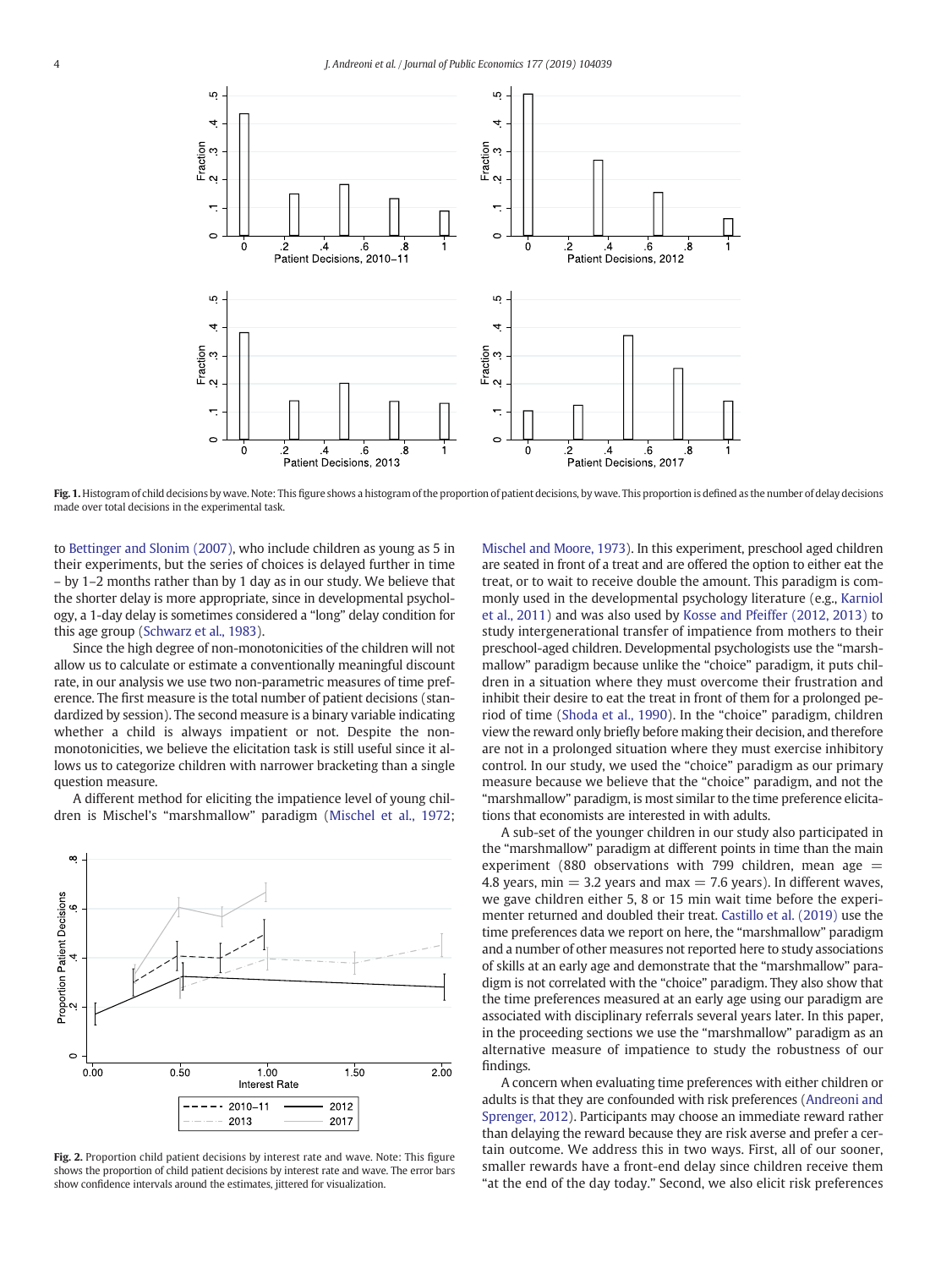Fraction

0 .1 .2 .3 .4 .5

0 .2 .4 .6 .8 1

Patient Decisions, 2010–11

Fraction

0 .1 .2 .3 .4 .5

0 .2 .4 .6 .8 1

Patient Decisions, 2012

Fraction

0 .1 .2 .3 .4 .5

0 .2 .4 .6 .8 1

Patient Decisions, 2013

Fraction

0 .1 .2 .3 .4 .5

0 .2 .4 .6 .8 1

Patient Decisions, 2017

**Fig. 1.** Histogram of child decisions by wave. Note: This figure shows a histogram of the proportion of patient decisions, by wave. This proportion is defined as the number of delay decisions made over total decisions in the experimental task.

to Bettinger and Slonim (2007), who include children as young as 5 in their experiments, but the series of choices is delayed further in time – by 1–2 months rather than by 1 day as in our study. We believe that the shorter delay is more appropriate, since in developmental psychology, a 1-day delay is sometimes considered a "long" delay condition for this age group (Schwarz et al., 1983).

Since the high degree of non-monotonicities of the children will not allow us to calculate or estimate a conventionally meaningful discount rate, in our analysis we use two non-parametric measures of time preference. The first measure is the total number of patient decisions (standardized by session). The second measure is a binary variable indicating whether a child is always impatient or not. Despite the non-monotonicities, we believe the elicitation task is still useful since it allows us to categorize children with narrower bracketing than a single question measure.

A different method for eliciting the impatience level of young children is Mischel's "marshmallow" paradigm (Mischel et al., 1972; Mischel and Moore, 1973). In this experiment, preschool aged children are seated in front of a treat and are offered the option to either eat the treat, or to wait to receive double the amount. This paradigm is commonly used in the developmental psychology literature (e.g., Karniol et al., 2011) and was also used by Kosse and Pfeiffer (2012, 2013) to study intergenerational transfer of impatience from mothers to their preschool-aged children. Developmental psychologists use the "marshmallow" paradigm because unlike the "choice" paradigm, it puts children in a situation where they must overcome their frustration and inhibit their desire to eat the treat in front of them for a prolonged period of time (Shoda et al., 1990). In the "choice" paradigm, children view the reward only briefly before making their decision, and therefore are not in a prolonged situation where they must exercise inhibitory control. In our study, we used the "choice" paradigm as our primary measure because we believe that the "choice" paradigm, and not the "marshmallow" paradigm, is most similar to the time preference elicitations that economists are interested in with adults.

Proportion Patient Decisions

0 .2 .4 .6 .8

0.00 0.50 1.00 1.50 2.00

Interest Rate

2010–11 2012 2013 2017

**Fig. 2.** Proportion child patient decisions by interest rate and wave. Note: This figure shows the proportion of child patient decisions by interest rate and wave. The error bars show confidence intervals around the estimates, jittered for visualization.

A sub-set of the younger children in our study also participated in the "marshmallow" paradigm at different points in time than the main experiment (880 observations with 799 children, mean age = 4.8 years, min = 3.2 years and max = 7.6 years). In different waves, we gave children either 5, 8 or 15 min wait time before the experimenter returned and doubled their treat. Castillo et al. (2019) use the time preferences data we report on here, the "marshmallow" paradigm and a number of other measures not reported here to study associations of skills at an early age and demonstrate that the "marshmallow" paradigm is not correlated with the "choice" paradigm. They also show that the time preferences measured at an early age using our paradigm are associated with disciplinary referrals several years later. In this paper, in the proceeding sections we use the "marshmallow" paradigm as an alternative measure of impatience to study the robustness of our findings.

A concern when evaluating time preferences with either children or adults is that they are confounded with risk preferences (Andreoni and Sprenger, 2012). Participants may choose an immediate reward rather than delaying the reward because they are risk averse and prefer a certain outcome. We address this in two ways. First, all of our sooner, smaller rewards have a front-end delay since children receive them "at the end of the day today." Second, we also elicit risk preferences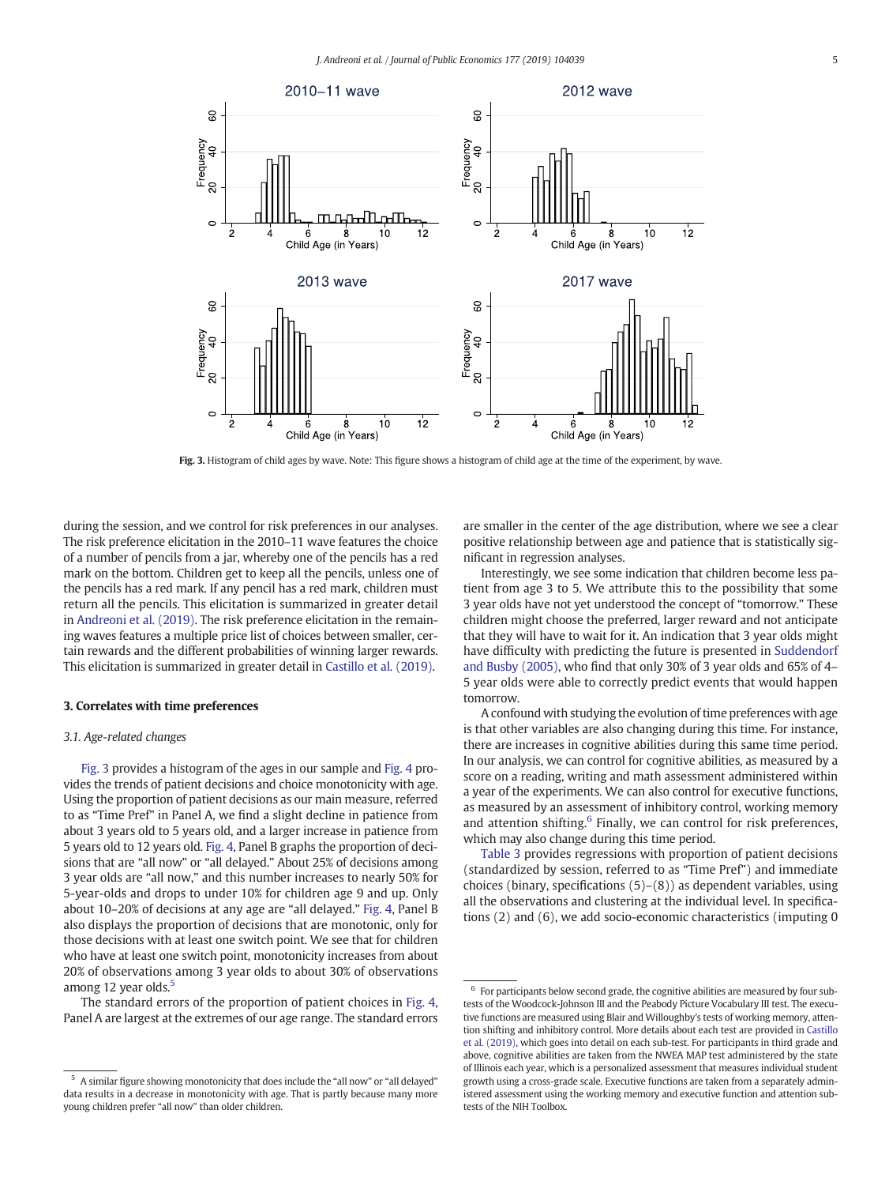2010–11 wave

2012 wave

2013 wave

2017 wave

Frequency

0 20 40 60

Child Age (in Years)

2 4 6 8 10 12

**Fig. 3.** Histogram of child ages by wave. Note: This figure shows a histogram of child age at the time of the experiment, by wave.

during the session, and we control for risk preferences in our analyses. The risk preference elicitation in the 2010–11 wave features the choice of a number of pencils from a jar, whereby one of the pencils has a red mark on the bottom. Children get to keep all the pencils, unless one of the pencils has a red mark. If any pencil has a red mark, children must return all the pencils. This elicitation is summarized in greater detail in Andreoni et al. (2019). The risk preference elicitation in the remaining waves features a multiple price list of choices between smaller, certain rewards and the different probabilities of winning larger rewards. This elicitation is summarized in greater detail in Castillo et al. (2019).

## 3. Correlates with time preferences

### 3.1. Age-related changes

Fig. 3 provides a histogram of the ages in our sample and Fig. 4 provides the trends of patient decisions and choice monotonicity with age. Using the proportion of patient decisions as our main measure, referred to as "Time Pref" in Panel A, we find a slight decline in patience from about 3 years old to 5 years old, and a larger increase in patience from 5 years old to 12 years old. Fig. 4, Panel B graphs the proportion of decisions that are "all now" or "all delayed." About 25% of decisions among 3 year olds are "all now," and this number increases to nearly 50% for 5-year-olds and drops to under 10% for children age 9 and up. Only about 10–20% of decisions at any age are "all delayed." Fig. 4, Panel B also displays the proportion of decisions that are monotonic, only for those decisions with at least one switch point. We see that for children who have at least one switch point, monotonicity increases from about 20% of observations among 3 year olds to about 30% of observations among 12 year olds.[5]

The standard errors of the proportion of patient choices in Fig. 4, Panel A are largest at the extremes of our age range. The standard errors are smaller in the center of the age distribution, where we see a clear positive relationship between age and patience that is statistically significant in regression analyses.

Interestingly, we see some indication that children become less patient from age 3 to 5. We attribute this to the possibility that some 3 year olds have not yet understood the concept of "tomorrow." These children might choose the preferred, larger reward and not anticipate that they will have to wait for it. An indication that 3 year olds might have difficulty with predicting the future is presented in Suddendorf and Busby (2005), who find that only 30% of 3 year olds and 65% of 4–5 year olds were able to correctly predict events that would happen tomorrow.

A confound with studying the evolution of time preferences with age is that other variables are also changing during this time. For instance, there are increases in cognitive abilities during this same time period. In our analysis, we can control for cognitive abilities, as measured by a score on a reading, writing and math assessment administered within a year of the experiments. We can also control for executive functions, as measured by an assessment of inhibitory control, working memory and attention shifting.[6] Finally, we can control for risk preferences, which may also change during this time period.

Table 3 provides regressions with proportion of patient decisions (standardized by session, referred to as "Time Pref") and immediate choices (binary, specifications (5)–(8)) as dependent variables, using all the observations and clustering at the individual level. In specifications (2) and (6), we add socio-economic characteristics (imputing 0

---

[5] A similar figure showing monotonicity that does include the "all now" or "all delayed" data results in a decrease in monotonicity with age. That is partly because many more young children prefer "all now" than older children.

[6] For participants below second grade, the cognitive abilities are measured by four subtests of the Woodcock-Johnson III and the Peabody Picture Vocabulary III test. The executive functions are measured using Blair and Willoughby's tests of working memory, attention shifting and inhibitory control. More details about each test are provided in Castillo et al. (2019), which goes into detail on each sub-test. For participants in third grade and above, cognitive abilities are taken from the NWEA MAP test administered by the state of Illinois each year, which is a personalized assessment that measures individual student growth using a cross-grade scale. Executive functions are taken from a separately administered assessment using the working memory and executive function and attention subtests of the NIH Toolbox.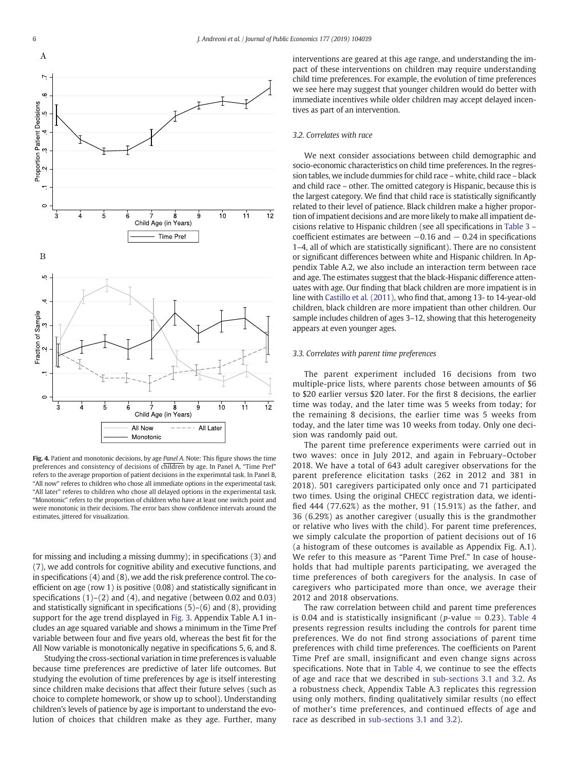A

Proportion Patient Decisions

0 .1 .2 .3 .4 .5 .6 .7

3 4 5 6 7 8 9 10 11 12

Child Age (in Years)

Time Pref

B

Fraction of Sample

0 .1 .2 .3 .4 .5

3 4 5 6 7 8 9 10 11 12

Child Age (in Years)

All Now

All Later

Monotonic

**Fig. 4.** Patient and monotonic decisions, by age *Panel A*. Note: This figure shows the time preferences and consistency of decisions of children by age. In Panel A, "Time Pref" refers to the average proportion of patient decisions in the experimntal task. In Panel B, "All now" referes to children who chose all immediate options in the experimental task. "All later" referes to children who chose all delayed options in the experimental task. "Monotonic" refers to the proportion of children who have at least one switch point and were monotonic in their decisions. The error bars show confidence intervals around the estimates, jittered for visualization.

for missing and including a missing dummy); in specifications (3) and (7), we add controls for cognitive ability and executive functions, and in specifications (4) and (8), we add the risk preference control. The coefficient on age (row 1) is positive (0.08) and statistically significant in specifications (1)–(2) and (4), and negative (between 0.02 and 0.03) and statistically significant in specifications (5)–(6) and (8), providing support for the age trend displayed in Fig. 3. Appendix Table A.1 includes an age squared variable and shows a minimum in the Time Pref variable between four and five years old, whereas the best fit for the All Now variable is monotonically negative in specifications 5, 6, and 8.

Studying the cross-sectional variation in time preferences is valuable because time preferences are predictive of later life outcomes. But studying the evolution of time preferences by age is itself interesting since children make decisions that affect their future selves (such as choice to complete homework, or show up to school). Understanding children's levels of patience by age is important to understand the evolution of choices that children make as they age. Further, many interventions are geared at this age range, and understanding the impact of these interventions on children may require understanding child time preferences. For example, the evolution of time preferences we see here may suggest that younger children would do better with immediate incentives while older children may accept delayed incentives as part of an intervention.

### 3.2. Correlates with race

We next consider associations between child demographic and socio-economic characteristics on child time preferences. In the regression tables, we include dummies for child race – white, child race – black and child race – other. The omitted category is Hispanic, because this is the largest category. We find that child race is statistically significantly related to their level of patience. Black children make a higher proportion of impatient decisions and are more likely to make all impatient decisions relative to Hispanic children (see all specifications in Table 3 – coefficient estimates are between −0.16 and − 0.24 in specifications 1–4, all of which are statistically significant). There are no consistent or significant differences between white and Hispanic children. In Appendix Table A.2, we also include an interaction term between race and age. The estimates suggest that the black-Hispanic difference attenuates with age. Our finding that black children are more impatient is in line with Castillo et al. (2011), who find that, among 13- to 14-year-old children, black children are more impatient than other children. Our sample includes children of ages 3–12, showing that this heterogeneity appears at even younger ages.

### 3.3. Correlates with parent time preferences

The parent experiment included 16 decisions from two multiple-price lists, where parents chose between amounts of $6 to $20 earlier versus $20 later. For the first 8 decisions, the earlier time was today, and the later time was 5 weeks from today; for the remaining 8 decisions, the earlier time was 5 weeks from today, and the later time was 10 weeks from today. Only one decision was randomly paid out.

The parent time preference experiments were carried out in two waves: once in July 2012, and again in February–October 2018. We have a total of 643 adult caregiver observations for the parent preference elicitation tasks (262 in 2012 and 381 in 2018). 501 caregivers participated only once and 71 participated two times. Using the original CHECC registration data, we identified 444 (77.62%) as the mother, 91 (15.91%) as the father, and 36 (6.29%) as another caregiver (usually this is the grandmother or relative who lives with the child). For parent time preferences, we simply calculate the proportion of patient decisions out of 16 (a histogram of these outcomes is available as Appendix Fig. A.1). We refer to this measure as "Parent Time Pref." In case of households that had multiple parents participating, we averaged the time preferences of both caregivers for the analysis. In case of caregivers who participated more than once, we average their 2012 and 2018 observations.

The raw correlation between child and parent time preferences is 0.04 and is statistically insignificant ($p$-value = 0.23). Table 4 presents regression results including the controls for parent time preferences. We do not find strong associations of parent time preferences with child time preferences. The coefficients on Parent Time Pref are small, insignificant and even change signs across specifications. Note that in Table 4, we continue to see the effects of age and race that we described in sub-sections 3.1 and 3.2. As a robustness check, Appendix Table A.3 replicates this regression using only mothers, finding qualitatively similar results (no effect of mother's time preferences, and continued effects of age and race as described in sub-sections 3.1 and 3.2).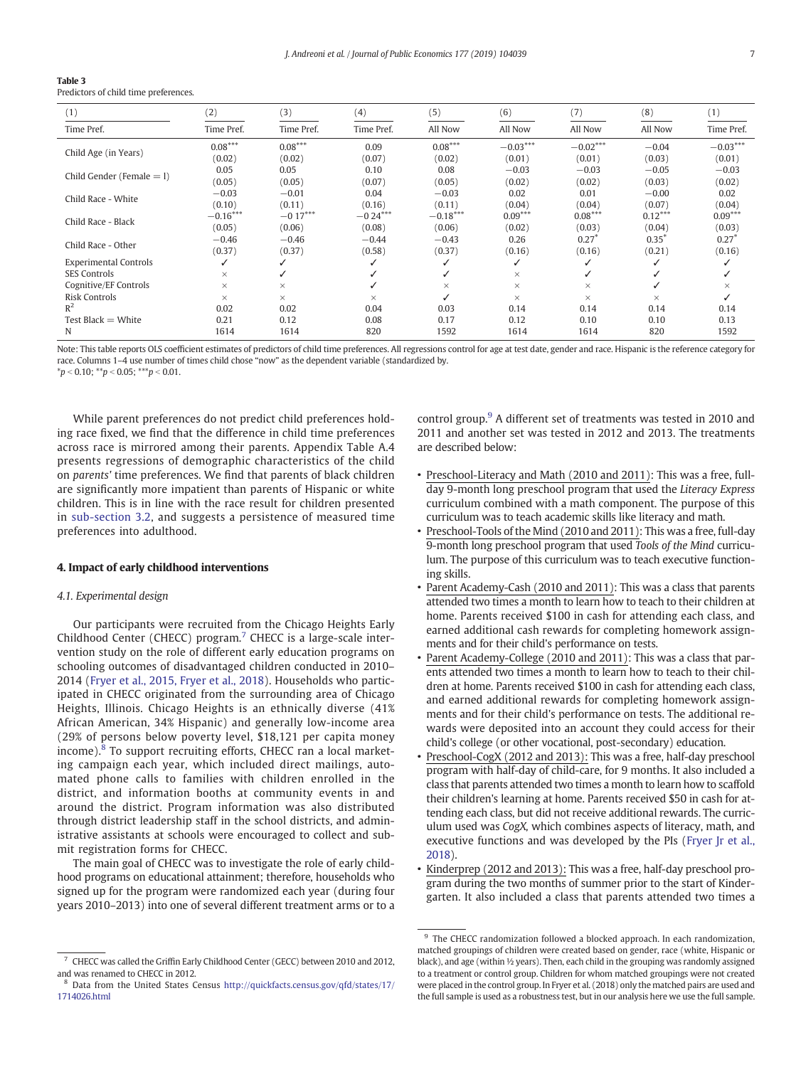**Table 3**
Predictors of child time preferences.

| (1) | (2) | (3) | (4) | (5) | (6) | (7) | (8) | (1) |
|---|---|---|---|---|---|---|---|---|
| Time Pref. | Time Pref. | Time Pref. | Time Pref. | All Now | All Now | All Now | All Now | Time Pref. |
| Child Age (in Years) | 0.08*** | 0.08*** | 0.09 | 0.08*** | −0.03*** | −0.02*** | −0.04 | −0.03*** |
| | (0.02) | (0.02) | (0.07) | (0.02) | (0.01) | (0.01) | (0.03) | (0.01) |
| Child Gender (Female = 1) | 0.05 | 0.05 | 0.10 | 0.08 | −0.03 | −0.03 | −0.05 | −0.03 |
| | (0.05) | (0.05) | (0.07) | (0.05) | (0.02) | (0.02) | (0.03) | (0.02) |
| Child Race - White | −0.03 | −0.01 | 0.04 | −0.03 | 0.02 | 0.01 | −0.00 | 0.02 |
| | (0.10) | (0.11) | (0.16) | (0.11) | (0.04) | (0.04) | (0.07) | (0.04) |
| Child Race - Black | −0.16*** | −0.17*** | −0.24*** | −0.18*** | 0.09*** | 0.08*** | 0.12*** | 0.09*** |
| | (0.05) | (0.06) | (0.08) | (0.06) | (0.02) | (0.03) | (0.04) | (0.03) |
| Child Race - Other | −0.46 | −0.46 | −0.44 | −0.43 | 0.26 | 0.27* | 0.35* | 0.27* |
| | (0.37) | (0.37) | (0.58) | (0.37) | (0.16) | (0.16) | (0.21) | (0.16) |
| Experimental Controls | ✓ | ✓ | ✓ | ✓ | ✓ | ✓ | ✓ | ✓ |
| SES Controls | × | ✓ | ✓ | ✓ | × | ✓ | ✓ | ✓ |
| Cognitive/EF Controls | × | × | ✓ | × | × | × | ✓ | × |
| Risk Controls | × | × | × | ✓ | × | × | × | ✓ |
| $R^2$ | 0.02 | 0.02 | 0.04 | 0.03 | 0.14 | 0.14 | 0.14 | 0.14 |
| Test Black = White | 0.21 | 0.12 | 0.08 | 0.17 | 0.12 | 0.10 | 0.10 | 0.13 |
| N | 1614 | 1614 | 820 | 1592 | 1614 | 1614 | 820 | 1592 |

Note: This table reports OLS coefficient estimates of predictors of child time preferences. All regressions control for age at test date, gender and race. Hispanic is the reference category for race. Columns 1–4 use number of times child chose "now" as the dependent variable (standardized by.
*$p < 0.10$; **$p < 0.05$; ***$p < 0.01$.

While parent preferences do not predict child preferences holding race fixed, we find that the difference in child time preferences across race is mirrored among their parents. Appendix Table A.4 presents regressions of demographic characteristics of the child on *parents'* time preferences. We find that parents of black children are significantly more impatient than parents of Hispanic or white children. This is in line with the race result for children presented in sub-section 3.2, and suggests a persistence of measured time preferences into adulthood.

## 4. Impact of early childhood interventions

### 4.1. Experimental design

Our participants were recruited from the Chicago Heights Early Childhood Center (CHECC) program.[7] CHECC is a large-scale intervention study on the role of different early education programs on schooling outcomes of disadvantaged children conducted in 2010–2014 (Fryer et al., 2015, Fryer et al., 2018). Households who participated in CHECC originated from the surrounding area of Chicago Heights, Illinois. Chicago Heights is an ethnically diverse (41% African American, 34% Hispanic) and generally low-income area (29% of persons below poverty level, \$18,121 per capita money income).[8] To support recruiting efforts, CHECC ran a local marketing campaign each year, which included direct mailings, automated phone calls to families with children enrolled in the district, and information booths at community events in and around the district. Program information was also distributed through district leadership staff in the school districts, and administrative assistants at schools were encouraged to collect and submit registration forms for CHECC.

The main goal of CHECC was to investigate the role of early childhood programs on educational attainment; therefore, households who signed up for the program were randomized each year (during four years 2010–2013) into one of several different treatment arms or to a control group.[9] A different set of treatments was tested in 2010 and 2011 and another set was tested in 2012 and 2013. The treatments are described below:

- Preschool-Literacy and Math (2010 and 2011): This was a free, full-day 9-month long preschool program that used the *Literacy Express* curriculum combined with a math component. The purpose of this curriculum was to teach academic skills like literacy and math.
- Preschool-Tools of the Mind (2010 and 2011): This was a free, full-day 9-month long preschool program that used *Tools of the Mind* curriculum. The purpose of this curriculum was to teach executive functioning skills.
- Parent Academy-Cash (2010 and 2011): This was a class that parents attended two times a month to learn how to teach to their children at home. Parents received \$100 in cash for attending each class, and earned additional cash rewards for completing homework assignments and for their child's performance on tests.
- Parent Academy-College (2010 and 2011): This was a class that parents attended two times a month to learn how to teach to their children at home. Parents received \$100 in cash for attending each class, and earned additional rewards for completing homework assignments and for their child's performance on tests. The additional rewards were deposited into an account they could access for their child's college (or other vocational, post-secondary) education.
- Preschool-CogX (2012 and 2013): This was a free, half-day preschool program with half-day of child-care, for 9 months. It also included a class that parents attended two times a month to learn how to scaffold their children's learning at home. Parents received \$50 in cash for attending each class, but did not receive additional rewards. The curriculum used was *CogX*, which combines aspects of literacy, math, and executive functions and was developed by the PIs (Fryer Jr et al., 2018).
- Kinderprep (2012 and 2013): This was a free, half-day preschool program during the two months of summer prior to the start of Kindergarten. It also included a class that parents attended two times a

[7] CHECC was called the Griffin Early Childhood Center (GECC) between 2010 and 2012, and was renamed to CHECC in 2012.

[8] Data from the United States Census http://quickfacts.census.gov/qfd/states/17/1714026.html

[9] The CHECC randomization followed a blocked approach. In each randomization, matched groupings of children were created based on gender, race (white, Hispanic or black), and age (within ½ years). Then, each child in the grouping was randomly assigned to a treatment or control group. Children for whom matched groupings were not created were placed in the control group. In Fryer et al. (2018) only the matched pairs are used and the full sample is used as a robustness test, but in our analysis here we use the full sample.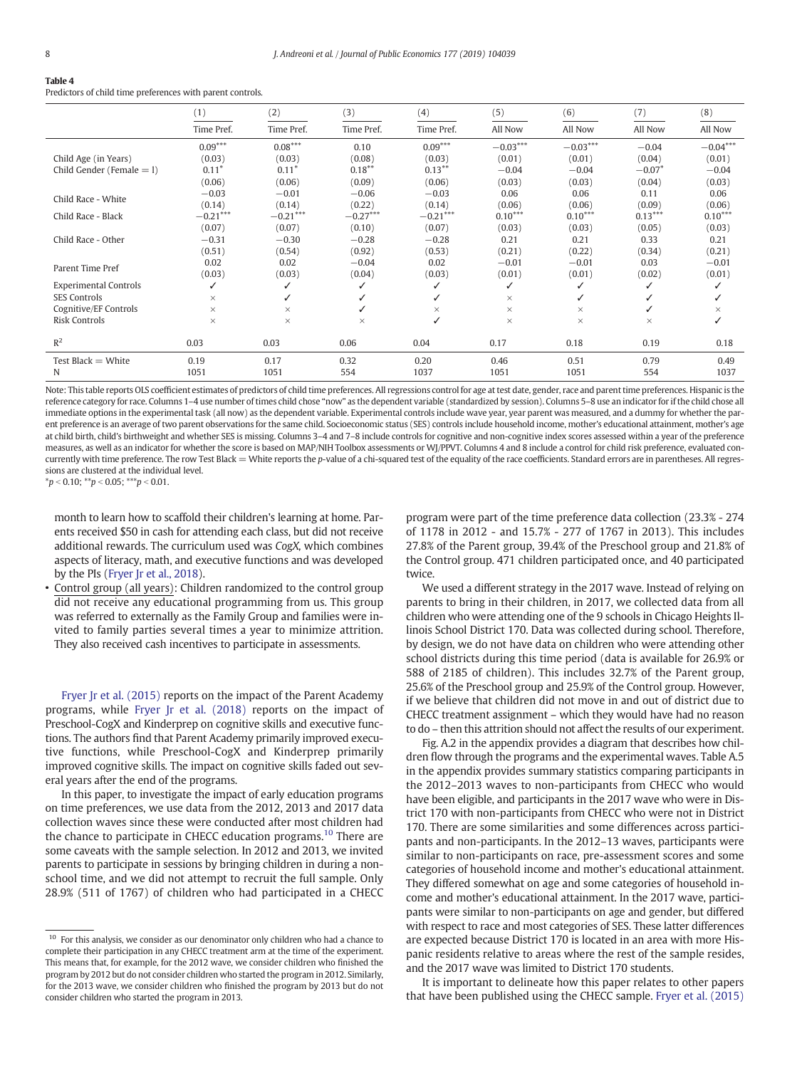**Table 4**
Predictors of child time preferences with parent controls.

| | (1) | (2) | (3) | (4) | (5) | (6) | (7) | (8) |
|---|---|---|---|---|---|---|---|---|
| | Time Pref. | Time Pref. | Time Pref. | Time Pref. | All Now | All Now | All Now | All Now |
| Child Age (in Years) | $0.09^{***}$ | $0.08^{***}$ | 0.10 | $0.09^{***}$ | $-0.03^{***}$ | $-0.03^{***}$ | $-0.04$ | $-0.04^{***}$ |
| | (0.03) | (0.03) | (0.08) | (0.03) | (0.01) | (0.01) | (0.04) | (0.01) |
| Child Gender (Female = 1) | $0.11^{*}$ | $0.11^{*}$ | $0.18^{**}$ | $0.13^{**}$ | $-0.04$ | $-0.04$ | $-0.07^{*}$ | $-0.04$ |
| | (0.06) | (0.06) | (0.09) | (0.06) | (0.03) | (0.03) | (0.04) | (0.03) |
| Child Race - White | $-0.03$ | $-0.01$ | $-0.06$ | $-0.03$ | 0.06 | 0.06 | 0.11 | 0.06 |
| | (0.14) | (0.14) | (0.22) | (0.14) | (0.06) | (0.06) | (0.09) | (0.06) |
| Child Race - Black | $-0.21^{***}$ | $-0.21^{***}$ | $-0.27^{***}$ | $-0.21^{***}$ | $0.10^{***}$ | $0.10^{***}$ | $0.13^{***}$ | $0.10^{***}$ |
| | (0.07) | (0.07) | (0.10) | (0.07) | (0.03) | (0.03) | (0.05) | (0.03) |
| Child Race - Other | $-0.31$ | $-0.30$ | $-0.28$ | $-0.28$ | 0.21 | 0.21 | 0.33 | 0.21 |
| | (0.51) | (0.54) | (0.92) | (0.53) | (0.21) | (0.22) | (0.34) | (0.21) |
| Parent Time Pref | 0.02 | 0.02 | $-0.04$ | 0.02 | $-0.01$ | $-0.01$ | 0.03 | $-0.01$ |
| | (0.03) | (0.03) | (0.04) | (0.03) | (0.01) | (0.01) | (0.02) | (0.01) |
| Experimental Controls | ✓ | ✓ | ✓ | ✓ | ✓ | ✓ | ✓ | ✓ |
| SES Controls | × | ✓ | ✓ | ✓ | × | ✓ | ✓ | ✓ |
| Cognitive/EF Controls | × | × | ✓ | × | × | × | ✓ | × |
| Risk Controls | × | × | × | ✓ | × | × | × | ✓ |
| $R^2$ | 0.03 | 0.03 | 0.06 | 0.04 | 0.17 | 0.18 | 0.19 | 0.18 |
| Test Black = White | 0.19 | 0.17 | 0.32 | 0.20 | 0.46 | 0.51 | 0.79 | 0.49 |
| N | 1051 | 1051 | 554 | 1037 | 1051 | 1051 | 554 | 1037 |

Note: This table reports OLS coefficient estimates of predictors of child time preferences. All regressions control for age at test date, gender, race and parent time preferences. Hispanic is the reference category for race. Columns 1–4 use number of times child chose "now" as the dependent variable (standardized by session). Columns 5–8 use an indicator for if the child chose all immediate options in the experimental task (all now) as the dependent variable. Experimental controls include wave year, year parent was measured, and a dummy for whether the parent preference is an average of two parent observations for the same child. Socioeconomic status (SES) controls include household income, mother's educational attainment, mother's age at child birth, child's birthweight and whether SES is missing. Columns 3–4 and 7–8 include controls for cognitive and non-cognitive index scores assessed within a year of the preference measures, as well as an indicator for whether the score is based on MAP/NIH Toolbox assessments or WJ/PPVT. Columns 4 and 8 include a control for child risk preference, evaluated concurrently with time preference. The row Test Black = White reports the p-value of a chi-squared test of the equality of the race coefficients. Standard errors are in parentheses. All regressions are clustered at the individual level.
$^{*}p < 0.10$; $^{**}p < 0.05$; $^{***}p < 0.01$.

month to learn how to scaffold their children's learning at home. Parents received $50 in cash for attending each class, but did not receive additional rewards. The curriculum used was *CogX*, which combines aspects of literacy, math, and executive functions and was developed by the PIs (Fryer Jr et al., 2018).

- Control group (all years): Children randomized to the control group did not receive any educational programming from us. This group was referred to externally as the Family Group and families were invited to family parties several times a year to minimize attrition. They also received cash incentives to participate in assessments.

Fryer Jr et al. (2015) reports on the impact of the Parent Academy programs, while Fryer Jr et al. (2018) reports on the impact of Preschool-CogX and Kinderprep on cognitive skills and executive functions. The authors find that Parent Academy primarily improved executive functions, while Preschool-CogX and Kinderprep primarily improved cognitive skills. The impact on cognitive skills faded out several years after the end of the programs.

In this paper, to investigate the impact of early education programs on time preferences, we use data from the 2012, 2013 and 2017 data collection waves since these were conducted after most children had the chance to participate in CHECC education programs.[10] There are some caveats with the sample selection. In 2012 and 2013, we invited parents to participate in sessions by bringing children in during a non-school time, and we did not attempt to recruit the full sample. Only 28.9% (511 of 1767) of children who had participated in a CHECC program were part of the time preference data collection (23.3% - 274 of 1178 in 2012 - and 15.7% - 277 of 1767 in 2013). This includes 27.8% of the Parent group, 39.4% of the Preschool group and 21.8% of the Control group. 471 children participated once, and 40 participated twice.

We used a different strategy in the 2017 wave. Instead of relying on parents to bring in their children, in 2017, we collected data from all children who were attending one of the 9 schools in Chicago Heights Illinois School District 170. Data was collected during school. Therefore, by design, we do not have data on children who were attending other school districts during this time period (data is available for 26.9% or 588 of 2185 of children). This includes 32.7% of the Parent group, 25.6% of the Preschool group and 25.9% of the Control group. However, if we believe that children did not move in and out of district due to CHECC treatment assignment – which they would have had no reason to do – then this attrition should not affect the results of our experiment.

Fig. A.2 in the appendix provides a diagram that describes how children flow through the programs and the experimental waves. Table A.5 in the appendix provides summary statistics comparing participants in the 2012–2013 waves to non-participants from CHECC who would have been eligible, and participants in the 2017 wave who were in District 170 with non-participants from CHECC who were not in District 170. There are some similarities and some differences across participants and non-participants. In the 2012–13 waves, participants were similar to non-participants on race, pre-assessment scores and some categories of household income and mother's educational attainment. They differed somewhat on age and some categories of household income and mother's educational attainment. In the 2017 wave, participants were similar to non-participants on age and gender, but differed with respect to race and most categories of SES. These latter differences are expected because District 170 is located in an area with more Hispanic residents relative to areas where the rest of the sample resides, and the 2017 wave was limited to District 170 students.

It is important to delineate how this paper relates to other papers that have been published using the CHECC sample. Fryer et al. (2015)

[10] For this analysis, we consider as our denominator only children who had a chance to complete their participation in any CHECC treatment arm at the time of the experiment. This means that, for example, for the 2012 wave, we consider children who finished the program by 2012 but do not consider children who started the program in 2012. Similarly, for the 2013 wave, we consider children who finished the program by 2013 but do not consider children who started the program in 2013.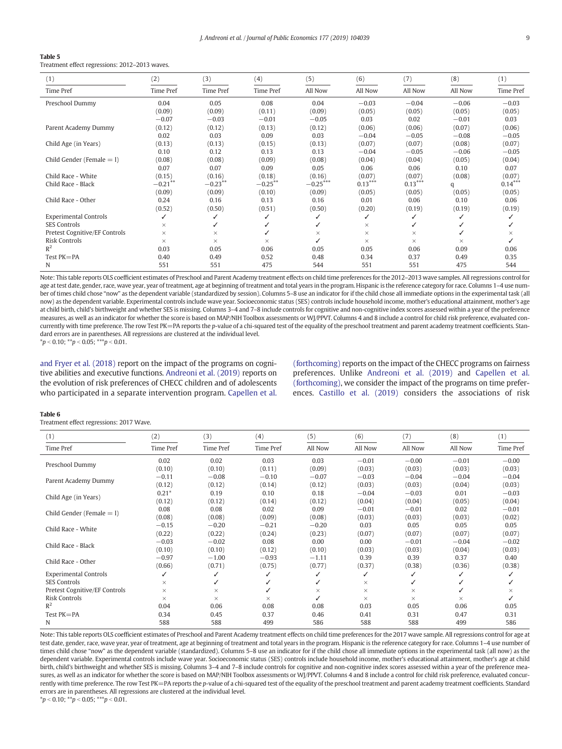**Table 5**
Treatment effect regressions: 2012–2013 waves.

| (1) | (2) | (3) | (4) | (5) | (6) | (7) | (8) | (1) |
|---|---|---|---|---|---|---|---|---|
| Time Pref | Time Pref | Time Pref | Time Pref | All Now | All Now | All Now | All Now | Time Pref |
| Preschool Dummy | 0.04 | 0.05 | 0.08 | 0.04 | −0.03 | −0.04 | −0.06 | −0.03 |
| | (0.09) | (0.09) | (0.11) | (0.09) | (0.05) | (0.05) | (0.05) | (0.05) |
| | −0.07 | −0.03 | −0.01 | −0.05 | 0.03 | 0.02 | −0.01 | 0.03 |
| Parent Academy Dummy | (0.12) | (0.12) | (0.13) | (0.12) | (0.06) | (0.06) | (0.07) | (0.06) |
| | 0.02 | 0.03 | 0.09 | 0.03 | −0.04 | −0.05 | −0.08 | −0.05 |
| Child Age (in Years) | (0.13) | (0.13) | (0.15) | (0.13) | (0.07) | (0.07) | (0.08) | (0.07) |
| | 0.10 | 0.12 | 0.13 | 0.13 | −0.04 | −0.05 | −0.06 | −0.05 |
| Child Gender (Female = 1) | (0.08) | (0.08) | (0.09) | (0.08) | (0.04) | (0.04) | (0.05) | (0.04) |
| | 0.07 | 0.07 | 0.09 | 0.05 | 0.06 | 0.06 | 0.10 | 0.07 |
| Child Race - White | (0.15) | (0.16) | (0.18) | (0.16) | (0.07) | (0.07) | (0.08) | (0.07) |
| Child Race - Black | −0.21** | −0.23** | −0.25** | −0.25*** | 0.13*** | 0.13*** | q | 0.14*** |
| | (0.09) | (0.09) | (0.10) | (0.09) | (0.05) | (0.05) | (0.05) | (0.05) |
| Child Race - Other | 0.24 | 0.16 | 0.13 | 0.16 | 0.01 | 0.06 | 0.10 | 0.06 |
| | (0.52) | (0.50) | (0.51) | (0.50) | (0.20) | (0.19) | (0.19) | (0.19) |
| Experimental Controls | ✓ | ✓ | ✓ | ✓ | ✓ | ✓ | ✓ | ✓ |
| SES Controls | × | ✓ | ✓ | ✓ | × | ✓ | ✓ | ✓ |
| Pretest Cognitive/EF Controls | × | × | ✓ | × | × | × | ✓ | × |
| Risk Controls | × | × | × | ✓ | × | × | × | ✓ |
| $R^2$ | 0.03 | 0.05 | 0.06 | 0.05 | 0.05 | 0.06 | 0.09 | 0.06 |
| Test PK=PA | 0.40 | 0.49 | 0.52 | 0.48 | 0.34 | 0.37 | 0.49 | 0.35 |
| N | 551 | 551 | 475 | 544 | 551 | 551 | 475 | 544 |

Note: This table reports OLS coefficient estimates of Preschool and Parent Academy treatment effects on child time preferences for the 2012–2013 wave samples. All regressions control for age at test date, gender, race, wave year, year of treatment, age at beginning of treatment and total years in the program. Hispanic is the reference category for race. Columns 1–4 use number of times child chose "now" as the dependent variable (standardized by session). Columns 5–8 use an indicator for if the child chose all immediate options in the experimental task (all now) as the dependent variable. Experimental controls include wave year. Socioeconomic status (SES) controls include household income, mother's educational attainment, mother's age at child birth, child's birthweight and whether SES is missing. Columns 3–4 and 7–8 include controls for cognitive and non-cognitive index scores assessed within a year of the preference measures, as well as an indicator for whether the score is based on MAP/NIH Toolbox assessments or WJ/PPVT. Columns 4 and 8 include a control for child risk preference, evaluated concurrently with time preference. The row Test PK=PA reports the p-value of a chi-squared test of the equality of the preschool treatment and parent academy treatment coefficients. Standard errors are in parentheses. All regressions are clustered at the individual level.
*$p < 0.10$; **$p < 0.05$; ***$p < 0.01$.

and Fryer et al. (2018) report on the impact of the programs on cognitive abilities and executive functions. Andreoni et al. (2019) reports on the evolution of risk preferences of CHECC children and of adolescents who participated in a separate intervention program. Capellen et al. (forthcoming) reports on the impact of the CHECC programs on fairness preferences. Unlike Andreoni et al. (2019) and Capellen et al. (forthcoming), we consider the impact of the programs on time preferences. Castillo et al. (2019) considers the associations of risk

**Table 6**
Treatment effect regressions: 2017 Wave.

| (1) | (2) | (3) | (4) | (5) | (6) | (7) | (8) | (1) |
|---|---|---|---|---|---|---|---|---|
| Time Pref | Time Pref | Time Pref | Time Pref | All Now | All Now | All Now | All Now | Time Pref |
| Preschool Dummy | 0.02 | 0.02 | 0.03 | 0.03 | −0.01 | −0.00 | −0.01 | −0.00 |
| | (0.10) | (0.10) | (0.11) | (0.09) | (0.03) | (0.03) | (0.03) | (0.03) |
| Parent Academy Dummy | −0.11 | −0.08 | −0.10 | −0.07 | −0.03 | −0.04 | −0.04 | −0.04 |
| | (0.12) | (0.12) | (0.14) | (0.12) | (0.03) | (0.03) | (0.04) | (0.03) |
| Child Age (in Years) | 0.21* | 0.19 | 0.10 | 0.18 | −0.04 | −0.03 | 0.01 | −0.03 |
| | (0.12) | (0.12) | (0.14) | (0.12) | (0.04) | (0.04) | (0.05) | (0.04) |
| Child Gender (Female = 1) | 0.08 | 0.08 | 0.02 | 0.09 | −0.01 | −0.01 | 0.02 | −0.01 |
| | (0.08) | (0.08) | (0.09) | (0.08) | (0.03) | (0.03) | (0.03) | (0.02) |
| Child Race - White | −0.15 | −0.20 | −0.21 | −0.20 | 0.03 | 0.05 | 0.05 | 0.05 |
| | (0.22) | (0.22) | (0.24) | (0.23) | (0.07) | (0.07) | (0.07) | (0.07) |
| Child Race - Black | −0.03 | −0.02 | 0.08 | 0.00 | 0.00 | −0.01 | −0.04 | −0.02 |
| | (0.10) | (0.10) | (0.12) | (0.10) | (0.03) | (0.03) | (0.04) | (0.03) |
| Child Race - Other | −0.97 | −1.00 | −0.93 | −1.11 | 0.39 | 0.39 | 0.37 | 0.40 |
| | (0.66) | (0.71) | (0.75) | (0.77) | (0.37) | (0.38) | (0.36) | (0.38) |
| Experimental Controls | ✓ | ✓ | ✓ | ✓ | ✓ | ✓ | ✓ | ✓ |
| SES Controls | × | ✓ | ✓ | ✓ | × | ✓ | ✓ | ✓ |
| Pretest Cognitive/EF Controls | × | × | ✓ | × | × | × | ✓ | × |
| Risk Controls | × | × | × | ✓ | × | × | × | ✓ |
| $R^2$ | 0.04 | 0.06 | 0.08 | 0.08 | 0.03 | 0.05 | 0.06 | 0.05 |
| Test PK=PA | 0.34 | 0.45 | 0.37 | 0.46 | 0.41 | 0.31 | 0.47 | 0.31 |
| N | 588 | 588 | 499 | 586 | 588 | 588 | 499 | 586 |

Note: This table reports OLS coefficient estimates of Preschool and Parent Academy treatment effects on child time preferences for the 2017 wave sample. All regressions control for age at test date, gender, race, wave year, year of treatment, age at beginning of treatment and total years in the program. Hispanic is the reference category for race. Columns 1–4 use number of times child chose "now" as the dependent variable (standardized). Columns 5–8 use an indicator for if the child chose all immediate options in the experimental task (all now) as the dependent variable. Experimental controls include wave year. Socioeconomic status (SES) controls include household income, mother's educational attainment, mother's age at child birth, child's birthweight and whether SES is missing. Columns 3–4 and 7–8 include controls for cognitive and non-cognitive index scores assessed within a year of the preference measures, as well as an indicator for whether the score is based on MAP/NIH Toolbox assessments or WJ/PPVT. Columns 4 and 8 include a control for child risk preference, evaluated concurrently with time preference. The row Test PK=PA reports the p-value of a chi-squared test of the equality of the preschool treatment and parent academy treatment coefficients. Standard errors are in parentheses. All regressions are clustered at the individual level.
*$p < 0.10$; **$p < 0.05$; ***$p < 0.01$.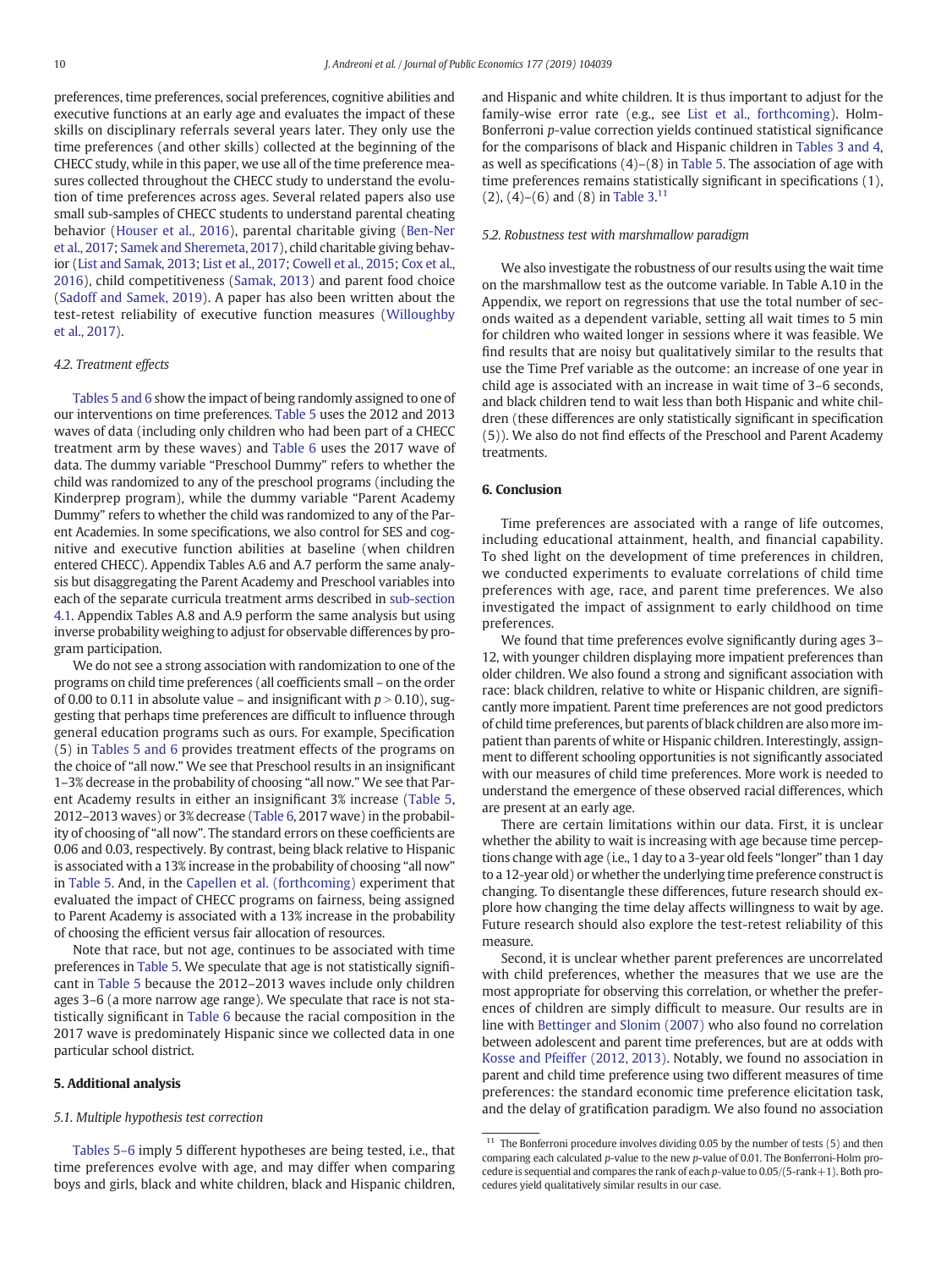preferences, time preferences, social preferences, cognitive abilities and executive functions at an early age and evaluates the impact of these skills on disciplinary referrals several years later. They only use the time preferences (and other skills) collected at the beginning of the CHECC study, while in this paper, we use all of the time preference measures collected throughout the CHECC study to understand the evolution of time preferences across ages. Several related papers also use small sub-samples of CHECC students to understand parental cheating behavior (Houser et al., 2016), parental charitable giving (Ben-Ner et al., 2017; Samek and Sheremeta, 2017), child charitable giving behavior (List and Samak, 2013; List et al., 2017; Cowell et al., 2015; Cox et al., 2016), child competitiveness (Samak, 2013) and parent food choice (Sadoff and Samek, 2019). A paper has also been written about the test-retest reliability of executive function measures (Willoughby et al., 2017).

### 4.2. Treatment effects

Tables 5 and 6 show the impact of being randomly assigned to one of our interventions on time preferences. Table 5 uses the 2012 and 2013 waves of data (including only children who had been part of a CHECC treatment arm by these waves) and Table 6 uses the 2017 wave of data. The dummy variable "Preschool Dummy" refers to whether the child was randomized to any of the preschool programs (including the Kinderprep program), while the dummy variable "Parent Academy Dummy" refers to whether the child was randomized to any of the Parent Academies. In some specifications, we also control for SES and cognitive and executive function abilities at baseline (when children entered CHECC). Appendix Tables A.6 and A.7 perform the same analysis but disaggregating the Parent Academy and Preschool variables into each of the separate curricula treatment arms described in sub-section 4.1. Appendix Tables A.8 and A.9 perform the same analysis but using inverse probability weighing to adjust for observable differences by program participation.

We do not see a strong association with randomization to one of the programs on child time preferences (all coefficients small – on the order of 0.00 to 0.11 in absolute value – and insignificant with $p > 0.10$), suggesting that perhaps time preferences are difficult to influence through general education programs such as ours. For example, Specification (5) in Tables 5 and 6 provides treatment effects of the programs on the choice of "all now." We see that Preschool results in an insignificant 1–3% decrease in the probability of choosing "all now." We see that Parent Academy results in either an insignificant 3% increase (Table 5, 2012–2013 waves) or 3% decrease (Table 6, 2017 wave) in the probability of choosing of "all now". The standard errors on these coefficients are 0.06 and 0.03, respectively. By contrast, being black relative to Hispanic is associated with a 13% increase in the probability of choosing "all now" in Table 5. And, in the Capellen et al. (forthcoming) experiment that evaluated the impact of CHECC programs on fairness, being assigned to Parent Academy is associated with a 13% increase in the probability of choosing the efficient versus fair allocation of resources.

Note that race, but not age, continues to be associated with time preferences in Table 5. We speculate that age is not statistically significant in Table 5 because the 2012–2013 waves include only children ages 3–6 (a more narrow age range). We speculate that race is not statistically significant in Table 6 because the racial composition in the 2017 wave is predominately Hispanic since we collected data in one particular school district.

## 5. Additional analysis

### 5.1. Multiple hypothesis test correction

Tables 5–6 imply 5 different hypotheses are being tested, i.e., that time preferences evolve with age, and may differ when comparing boys and girls, black and white children, black and Hispanic children, and Hispanic and white children. It is thus important to adjust for the family-wise error rate (e.g., see List et al., forthcoming). Holm-Bonferroni $p$-value correction yields continued statistical significance for the comparisons of black and Hispanic children in Tables 3 and 4, as well as specifications (4)–(8) in Table 5. The association of age with time preferences remains statistically significant in specifications (1), (2), (4)–(6) and (8) in Table 3.[11]

### 5.2. Robustness test with marshmallow paradigm

We also investigate the robustness of our results using the wait time on the marshmallow test as the outcome variable. In Table A.10 in the Appendix, we report on regressions that use the total number of seconds waited as a dependent variable, setting all wait times to 5 min for children who waited longer in sessions where it was feasible. We find results that are noisy but qualitatively similar to the results that use the Time Pref variable as the outcome: an increase of one year in child age is associated with an increase in wait time of 3–6 seconds, and black children tend to wait less than both Hispanic and white children (these differences are only statistically significant in specification (5)). We also do not find effects of the Preschool and Parent Academy treatments.

## 6. Conclusion

Time preferences are associated with a range of life outcomes, including educational attainment, health, and financial capability. To shed light on the development of time preferences in children, we conducted experiments to evaluate correlations of child time preferences with age, race, and parent time preferences. We also investigated the impact of assignment to early childhood on time preferences.

We found that time preferences evolve significantly during ages 3–12, with younger children displaying more impatient preferences than older children. We also found a strong and significant association with race: black children, relative to white or Hispanic children, are significantly more impatient. Parent time preferences are not good predictors of child time preferences, but parents of black children are also more impatient than parents of white or Hispanic children. Interestingly, assignment to different schooling opportunities is not significantly associated with our measures of child time preferences. More work is needed to understand the emergence of these observed racial differences, which are present at an early age.

There are certain limitations within our data. First, it is unclear whether the ability to wait is increasing with age because time perceptions change with age (i.e., 1 day to a 3-year old feels "longer" than 1 day to a 12-year old) or whether the underlying time preference construct is changing. To disentangle these differences, future research should explore how changing the time delay affects willingness to wait by age. Future research should also explore the test-retest reliability of this measure.

Second, it is unclear whether parent preferences are uncorrelated with child preferences, whether the measures that we use are the most appropriate for observing this correlation, or whether the preferences of children are simply difficult to measure. Our results are in line with Bettinger and Slonim (2007) who also found no correlation between adolescent and parent time preferences, but are at odds with Kosse and Pfeiffer (2012, 2013). Notably, we found no association in parent and child time preference using two different measures of time preferences: the standard economic time preference elicitation task, and the delay of gratification paradigm. We also found no association

[11] The Bonferroni procedure involves dividing 0.05 by the number of tests (5) and then comparing each calculated $p$-value to the new $p$-value of 0.01. The Bonferroni-Holm procedure is sequential and compares the rank of each $p$-value to 0.05/(5-rank+1). Both procedures yield qualitatively similar results in our case.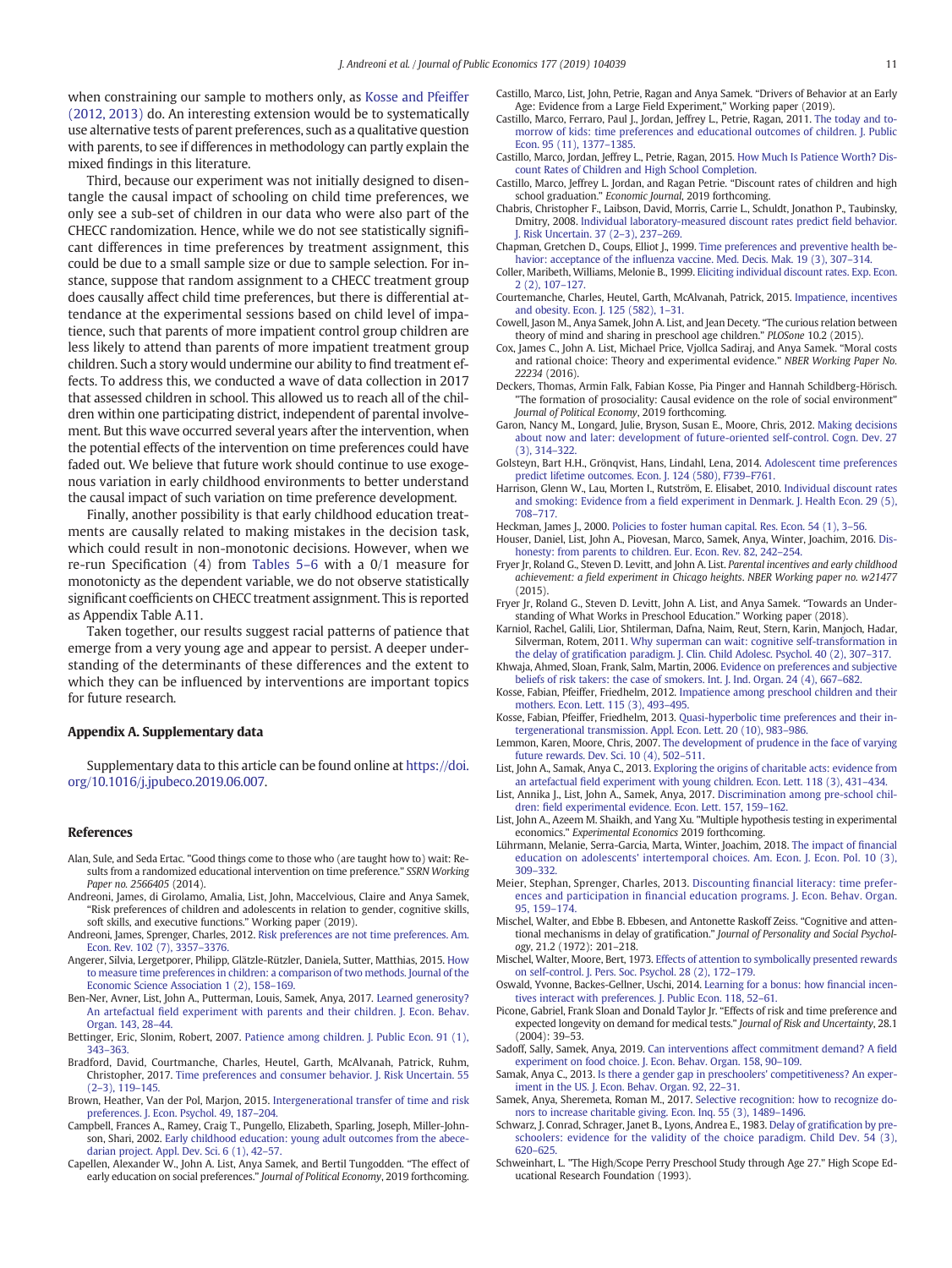when constraining our sample to mothers only, as Kosse and Pfeiffer (2012, 2013) do. An interesting extension would be to systematically use alternative tests of parent preferences, such as a qualitative question with parents, to see if differences in methodology can partly explain the mixed findings in this literature.

Third, because our experiment was not initially designed to disentangle the causal impact of schooling on child time preferences, we only see a sub-set of children in our data who were also part of the CHECC randomization. Hence, while we do not see statistically significant differences in time preferences by treatment assignment, this could be due to a small sample size or due to sample selection. For instance, suppose that random assignment to a CHECC treatment group does causally affect child time preferences, but there is differential attendance at the experimental sessions based on child level of impatience, such that parents of more impatient control group children are less likely to attend than parents of more impatient treatment group children. Such a story would undermine our ability to find treatment effects. To address this, we conducted a wave of data collection in 2017 that assessed children in school. This allowed us to reach all of the children within one participating district, independent of parental involvement. But this wave occurred several years after the intervention, when the potential effects of the intervention on time preferences could have faded out. We believe that future work should continue to use exogenous variation in early childhood environments to better understand the causal impact of such variation on time preference development.

Finally, another possibility is that early childhood education treatments are causally related to making mistakes in the decision task, which could result in non-monotonic decisions. However, when we re-run Specification (4) from Tables 5–6 with a 0/1 measure for monotonicty as the dependent variable, we do not observe statistically significant coefficients on CHECC treatment assignment. This is reported as Appendix Table A.11.

Taken together, our results suggest racial patterns of patience that emerge from a very young age and appear to persist. A deeper understanding of the determinants of these differences and the extent to which they can be influenced by interventions are important topics for future research.

## Appendix A. Supplementary data

Supplementary data to this article can be found online at https://doi.org/10.1016/j.jpubeco.2019.06.007.

## References

Alan, Sule, and Seda Ertac. "Good things come to those who (are taught how to) wait: Results from a randomized educational intervention on time preference." *SSRN Working Paper no. 2566405* (2014).

Andreoni, James, di Girolamo, Amalia, List, John, Maccelvious, Claire and Anya Samek, "Risk preferences of children and adolescents in relation to gender, cognitive skills, soft skills, and executive functions." Working paper (2019).

Andreoni, James, Sprenger, Charles, 2012. Risk preferences are not time preferences. Am. Econ. Rev. 102 (7), 3357–3376.

Angerer, Silvia, Lergetporer, Philipp, Glätzle-Rützler, Daniela, Sutter, Matthias, 2015. How to measure time preferences in children: a comparison of two methods. Journal of the Economic Science Association 1 (2), 158–169.

Ben-Ner, Avner, List, John A., Putterman, Louis, Samek, Anya, 2017. Learned generosity? An artefactual field experiment with parents and their children. J. Econ. Behav. Organ. 143, 28–44.

Bettinger, Eric, Slonim, Robert, 2007. Patience among children. J. Public Econ. 91 (1), 343–363.

Bradford, David, Courtmanche, Charles, Heutel, Garth, McAlvanah, Patrick, Ruhm, Christopher, 2017. Time preferences and consumer behavior. J. Risk Uncertain. 55 (2–3), 119–145.

Brown, Heather, Van der Pol, Marjon, 2015. Intergenerational transfer of time and risk preferences. J. Econ. Psychol. 49, 187–204.

Campbell, Frances A., Ramey, Craig T., Pungello, Elizabeth, Sparling, Joseph, Miller-Johnson, Shari, 2002. Early childhood education: young adult outcomes from the abecedarian project. Appl. Dev. Sci. 6 (1), 42–57.

Capellen, Alexander W., John A. List, Anya Samek, and Bertil Tungodden. "The effect of early education on social preferences." *Journal of Political Economy*, 2019 forthcoming.

Castillo, Marco, List, John, Petrie, Ragan and Anya Samek. "Drivers of Behavior at an Early Age: Evidence from a Large Field Experiment," Working paper (2019).

Castillo, Marco, Ferraro, Paul J., Jordan, Jeffrey L., Petrie, Ragan, 2011. The today and tomorrow of kids: time preferences and educational outcomes of children. J. Public Econ. 95 (11), 1377–1385.

Castillo, Marco, Jordan, Jeffrey L., Petrie, Ragan, 2015. How Much Is Patience Worth? Discount Rates of Children and High School Completion.

Castillo, Marco, Jeffrey L. Jordan, and Ragan Petrie. "Discount rates of children and high school graduation." *Economic Journal*, 2019 forthcoming.

Chabris, Christopher F., Laibson, David, Morris, Carrie L., Schuldt, Jonathon P., Taubinsky, Dmitry, 2008. Individual laboratory-measured discount rates predict field behavior. J. Risk Uncertain. 37 (2–3), 237–269.

Chapman, Gretchen D., Coups, Elliot J., 1999. Time preferences and preventive health behavior: acceptance of the influenza vaccine. Med. Decis. Mak. 19 (3), 307–314.

Coller, Maribeth, Williams, Melonie B., 1999. Eliciting individual discount rates. Exp. Econ. 2 (2), 107–127.

Courtemanche, Charles, Heutel, Garth, McAlvanah, Patrick, 2015. Impatience, incentives and obesity. Econ. J. 125 (582), 1–31.

Cowell, Jason M., Anya Samek, John A. List, and Jean Decety. "The curious relation between theory of mind and sharing in preschool age children." *PLOSone* 10.2 (2015).

Cox, James C., John A. List, Michael Price, Vjollca Sadiraj, and Anya Samek. "Moral costs and rational choice: Theory and experimental evidence." *NBER Working Paper No. 22234* (2016).

Deckers, Thomas, Armin Falk, Fabian Kosse, Pia Pinger and Hannah Schildberg-Hörisch. "The formation of prosociality: Causal evidence on the role of social environment" *Journal of Political Economy*, 2019 forthcoming.

Garon, Nancy M., Longard, Julie, Bryson, Susan E., Moore, Chris, 2012. Making decisions about now and later: development of future-oriented self-control. Cogn. Dev. 27 (3), 314–322.

Golsteyn, Bart H.H., Grönqvist, Hans, Lindahl, Lena, 2014. Adolescent time preferences predict lifetime outcomes. Econ. J. 124 (580), F739–F761.

Harrison, Glenn W., Lau, Morten I., Rutström, E. Elisabet, 2010. Individual discount rates and smoking: Evidence from a field experiment in Denmark. J. Health Econ. 29 (5), 708–717.

Heckman, James J., 2000. Policies to foster human capital. Res. Econ. 54 (1), 3–56.

Houser, Daniel, List, John A., Piovesan, Marco, Samek, Anya, Winter, Joachim, 2016. Dishonesty: from parents to children. Eur. Econ. Rev. 82, 242–254.

Fryer Jr, Roland G., Steven D. Levitt, and John A. List. *Parental incentives and early childhood achievement: a field experiment in Chicago heights*. *NBER Working paper no. w21477* (2015).

Fryer Jr, Roland G., Steven D. Levitt, John A. List, and Anya Samek. "Towards an Understanding of What Works in Preschool Education." Working paper (2018).

Karniol, Rachel, Galili, Lior, Shtilerman, Dafna, Naim, Reut, Stern, Karin, Manjoch, Hadar, Silverman, Rotem, 2011. Why superman can wait: cognitive self-transformation in the delay of gratification paradigm. J. Clin. Child Adolesc. Psychol. 40 (2), 307–317.

Khwaja, Ahmed, Sloan, Frank, Salm, Martin, 2006. Evidence on preferences and subjective beliefs of risk takers: the case of smokers. Int. J. Ind. Organ. 24 (4), 667–682.

Kosse, Fabian, Pfeiffer, Friedhelm, 2012. Impatience among preschool children and their mothers. Econ. Lett. 115 (3), 493–495.

Kosse, Fabian, Pfeiffer, Friedhelm, 2013. Quasi-hyperbolic time preferences and their intergenerational transmission. Appl. Econ. Lett. 20 (10), 983–986.

Lemmon, Karen, Moore, Chris, 2007. The development of prudence in the face of varying future rewards. Dev. Sci. 10 (4), 502–511.

List, John A., Samak, Anya C., 2013. Exploring the origins of charitable acts: evidence from an artefactual field experiment with young children. Econ. Lett. 118 (3), 431–434.

List, Annika J., List, John A., Samek, Anya, 2017. Discrimination among pre-school children: field experimental evidence. Econ. Lett. 157, 159–162.

List, John A., Azeem M. Shaikh, and Yang Xu. "Multiple hypothesis testing in experimental economics." *Experimental Economics* 2019 forthcoming.

Lührmann, Melanie, Serra-Garcia, Marta, Winter, Joachim, 2018. The impact of financial education on adolescents' intertemporal choices. Am. Econ. J. Econ. Pol. 10 (3), 309–332.

Meier, Stephan, Sprenger, Charles, 2013. Discounting financial literacy: time preferences and participation in financial education programs. J. Econ. Behav. Organ. 95, 159–174.

Mischel, Walter, and Ebbe B. Ebbesen, and Antonette Raskoff Zeiss. "Cognitive and attentional mechanisms in delay of gratification." *Journal of Personality and Social Psychology*, 21.2 (1972): 201–218.

Mischel, Walter, Moore, Bert, 1973. Effects of attention to symbolically presented rewards on self-control. J. Pers. Soc. Psychol. 28 (2), 172–179.

Oswald, Yvonne, Backes-Gellner, Uschi, 2014. Learning for a bonus: how financial incentives interact with preferences. J. Public Econ. 118, 52–61.

Picone, Gabriel, Frank Sloan and Donald Taylor Jr. "Effects of risk and time preference and expected longevity on demand for medical tests." *Journal of Risk and Uncertainty*, 28.1 (2004): 39–53.

Sadoff, Sally, Samek, Anya, 2019. Can interventions affect commitment demand? A field experiment on food choice. J. Econ. Behav. Organ. 158, 90–109.

Samak, Anya C., 2013. Is there a gender gap in preschoolers' competitiveness? An experiment in the US. J. Econ. Behav. Organ. 92, 22–31.

Samek, Anya, Sheremeta, Roman M., 2017. Selective recognition: how to recognize donors to increase charitable giving. Econ. Inq. 55 (3), 1489–1496.

Schwarz, J. Conrad, Schrager, Janet B., Lyons, Andrea E., 1983. Delay of gratification by preschoolers: evidence for the validity of the choice paradigm. Child Dev. 54 (3), 620–625.

Schweinhart, L. "The High/Scope Perry Preschool Study through Age 27." High Scope Educational Research Foundation (1993).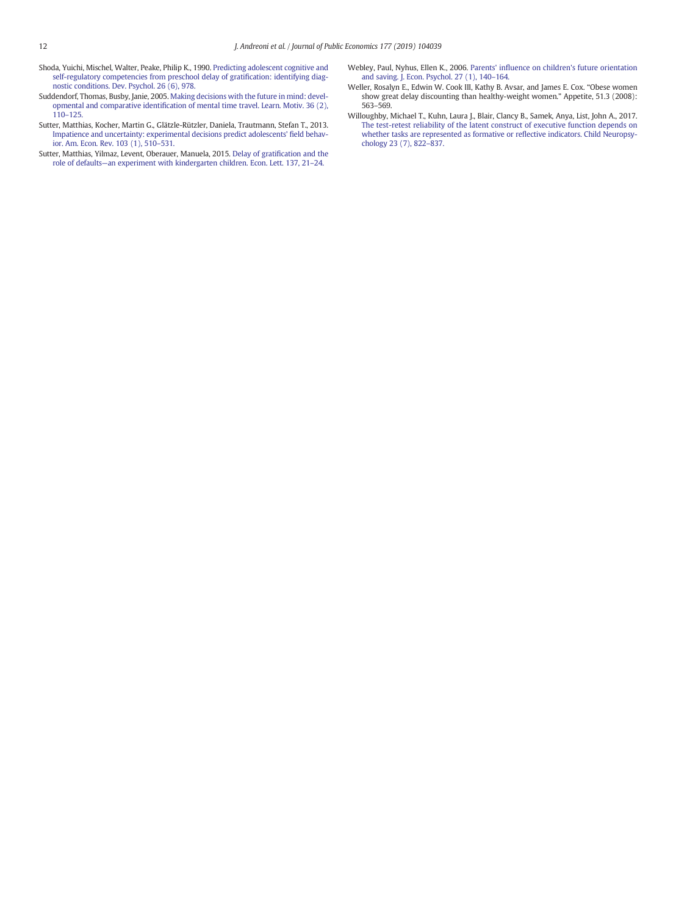Shoda, Yuichi, Mischel, Walter, Peake, Philip K., 1990. Predicting adolescent cognitive and self-regulatory competencies from preschool delay of gratification: identifying diagnostic conditions. Dev. Psychol. 26 (6), 978.

Suddendorf, Thomas, Busby, Janie, 2005. Making decisions with the future in mind: developmental and comparative identification of mental time travel. Learn. Motiv. 36 (2), 110–125.

Sutter, Matthias, Kocher, Martin G., Glätzle-Rützler, Daniela, Trautmann, Stefan T., 2013. Impatience and uncertainty: experimental decisions predict adolescents' field behavior. Am. Econ. Rev. 103 (1), 510–531.

Sutter, Matthias, Yilmaz, Levent, Oberauer, Manuela, 2015. Delay of gratification and the role of defaults—an experiment with kindergarten children. Econ. Lett. 137, 21–24.

Webley, Paul, Nyhus, Ellen K., 2006. Parents' influence on children's future orientation and saving. J. Econ. Psychol. 27 (1), 140–164.

Weller, Rosalyn E., Edwin W. Cook III, Kathy B. Avsar, and James E. Cox. "Obese women show great delay discounting than healthy-weight women." Appetite, 51.3 (2008): 563–569.

Willoughby, Michael T., Kuhn, Laura J., Blair, Clancy B., Samek, Anya, List, John A., 2017. The test-retest reliability of the latent construct of executive function depends on whether tasks are represented as formative or reflective indicators. Child Neuropsychology 23 (7), 822–837.